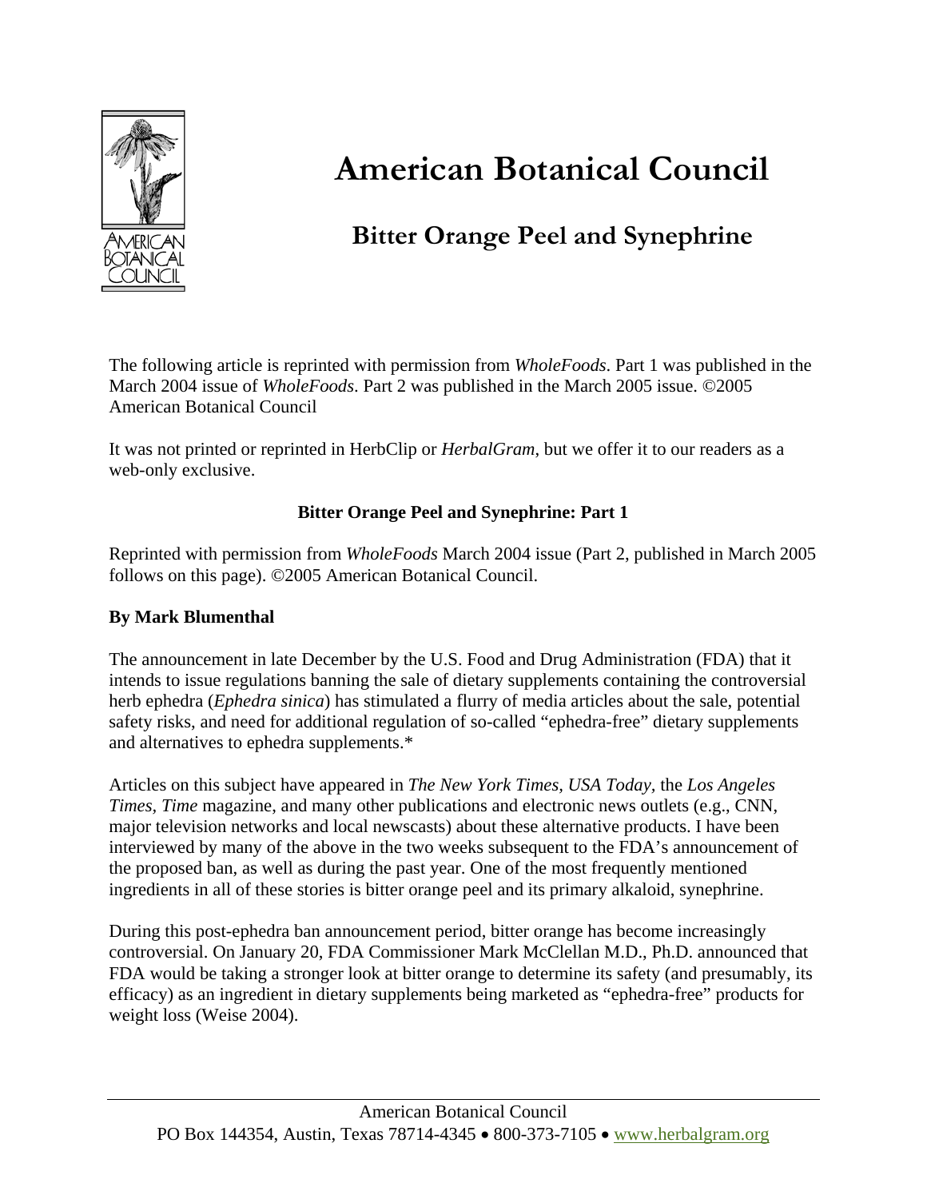# American Botanical Council

## Bitter Orange Peel and Synephrine

The following article is reprinted with permission from *WholeFoods*. Part 1 was published in the March 2004 issue of *WholeFoods*. Part 2 was published in the March 2005 issue. ©2005 American Botanical Council

It was not printed or reprinted in HerbClip or *HerbalGram*, but we offer it to our readers as a web-only exclusive.

### Bitter Orange Peel and Synephrine: Part 1

Reprinted with permission from *WholeFoods* March 2004 issue (Part 2, published in March 2005 follows on this page). ©2005 American Botanical Council.

**By Mark Blumenthal**

The announcement in late December by the U.S. Food and Drug Administration (FDA) that it intends to issue regulations banning the sale of dietary supplements containing the controversial herb ephedra (*Ephedra sinica*) has stimulated a flurry of media articles about the sale, potential safety risks, and need for additional regulation of so-called "ephedra-free" dietary supplements and alternatives to ephedra supplements.*

Articles on this subject have appeared in *The New York Times*, *USA Today*, the *Los Angeles Times*, *Time* magazine, and many other publications and electronic news outlets (e.g., CNN, major television networks and local newscasts) about these alternative products. I have been interviewed by many of the above in the two weeks subsequent to the FDA's announcement of the proposed ban, as well as during the past year. One of the most frequently mentioned ingredients in all of these stories is bitter orange peel and its primary alkaloid, synephrine.

During this post-ephedra ban announcement period, bitter orange has become increasingly controversial. On January 20, FDA Commissioner Mark McClellan M.D., Ph.D. announced that FDA would be taking a stronger look at bitter orange to determine its safety (and presumably, its efficacy) as an ingredient in dietary supplements being marketed as "ephedra-free" products for weight loss (Weise 2004).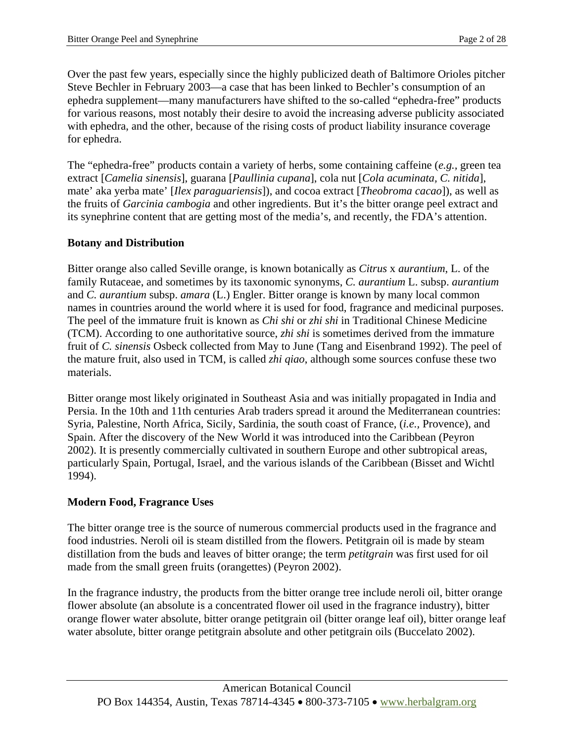Over the past few years, especially since the highly publicized death of Baltimore Orioles pitcher Steve Bechler in February 2003—a case that has been linked to Bechler's consumption of an ephedra supplement—many manufacturers have shifted to the so-called "ephedra-free" products for various reasons, most notably their desire to avoid the increasing adverse publicity associated with ephedra, and the other, because of the rising costs of product liability insurance coverage for ephedra.

The "ephedra-free" products contain a variety of herbs, some containing caffeine (*e.g.*, green tea extract [*Camelia sinensis*], guarana [*Paullinia cupana*], cola nut [*Cola acuminata*, *C. nitida*], mate' aka yerba mate' [*Ilex paraguariensis*]), and cocoa extract [*Theobroma cacao*]), as well as the fruits of *Garcinia cambogia* and other ingredients. But it's the bitter orange peel extract and its synephrine content that are getting most of the media's, and recently, the FDA's attention.

**Botany and Distribution**

Bitter orange also called Seville orange, is known botanically as *Citrus* x *aurantium*, L. of the family Rutaceae, and sometimes by its taxonomic synonyms, *C. aurantium* L. subsp. *aurantium* and *C. aurantium* subsp. *amara* (L.) Engler. Bitter orange is known by many local common names in countries around the world where it is used for food, fragrance and medicinal purposes. The peel of the immature fruit is known as *Chi shi* or *zhi shi* in Traditional Chinese Medicine (TCM). According to one authoritative source, *zhi shi* is sometimes derived from the immature fruit of *C. sinensis* Osbeck collected from May to June (Tang and Eisenbrand 1992). The peel of the mature fruit, also used in TCM, is called *zhi qiao*, although some sources confuse these two materials.

Bitter orange most likely originated in Southeast Asia and was initially propagated in India and Persia. In the 10th and 11th centuries Arab traders spread it around the Mediterranean countries: Syria, Palestine, North Africa, Sicily, Sardinia, the south coast of France, (*i.e.,* Provence), and Spain. After the discovery of the New World it was introduced into the Caribbean (Peyron 2002). It is presently commercially cultivated in southern Europe and other subtropical areas, particularly Spain, Portugal, Israel, and the various islands of the Caribbean (Bisset and Wichtl 1994).

**Modern Food, Fragrance Uses**

The bitter orange tree is the source of numerous commercial products used in the fragrance and food industries. Neroli oil is steam distilled from the flowers. Petitgrain oil is made by steam distillation from the buds and leaves of bitter orange; the term *petitgrain* was first used for oil made from the small green fruits (orangettes) (Peyron 2002).

In the fragrance industry, the products from the bitter orange tree include neroli oil, bitter orange flower absolute (an absolute is a concentrated flower oil used in the fragrance industry), bitter orange flower water absolute, bitter orange petitgrain oil (bitter orange leaf oil), bitter orange leaf water absolute, bitter orange petitgrain absolute and other petitgrain oils (Buccelato 2002).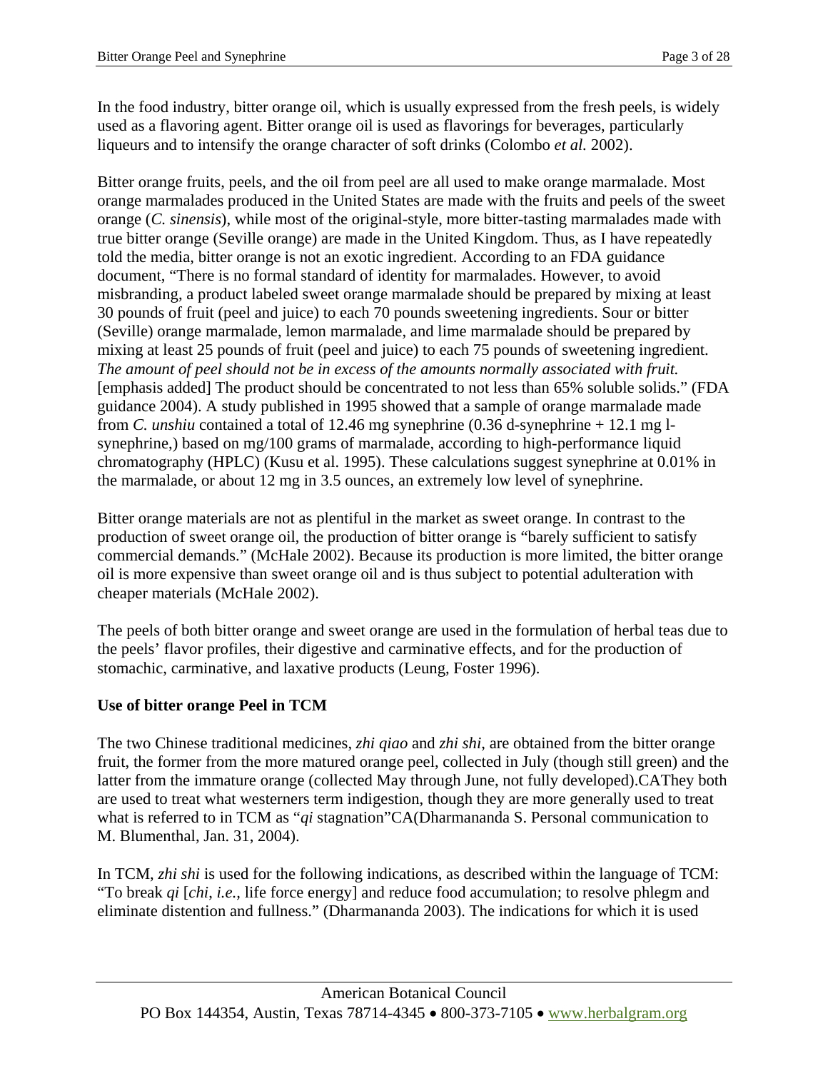In the food industry, bitter orange oil, which is usually expressed from the fresh peels, is widely used as a flavoring agent. Bitter orange oil is used as flavorings for beverages, particularly liqueurs and to intensify the orange character of soft drinks (Colombo *et al.* 2002).

Bitter orange fruits, peels, and the oil from peel are all used to make orange marmalade. Most orange marmalades produced in the United States are made with the fruits and peels of the sweet orange (*C. sinensis*), while most of the original-style, more bitter-tasting marmalades made with true bitter orange (Seville orange) are made in the United Kingdom. Thus, as I have repeatedly told the media, bitter orange is not an exotic ingredient. According to an FDA guidance document, "There is no formal standard of identity for marmalades. However, to avoid misbranding, a product labeled sweet orange marmalade should be prepared by mixing at least 30 pounds of fruit (peel and juice) to each 70 pounds sweetening ingredients. Sour or bitter (Seville) orange marmalade, lemon marmalade, and lime marmalade should be prepared by mixing at least 25 pounds of fruit (peel and juice) to each 75 pounds of sweetening ingredient. *The amount of peel should not be in excess of the amounts normally associated with fruit.* [emphasis added] The product should be concentrated to not less than 65% soluble solids." (FDA guidance 2004). A study published in 1995 showed that a sample of orange marmalade made from *C. unshiu* contained a total of 12.46 mg synephrine (0.36 d-synephrine + 12.1 mg l-synephrine,) based on mg/100 grams of marmalade, according to high-performance liquid chromatography (HPLC) (Kusu et al. 1995). These calculations suggest synephrine at 0.01% in the marmalade, or about 12 mg in 3.5 ounces, an extremely low level of synephrine.

Bitter orange materials are not as plentiful in the market as sweet orange. In contrast to the production of sweet orange oil, the production of bitter orange is "barely sufficient to satisfy commercial demands." (McHale 2002). Because its production is more limited, the bitter orange oil is more expensive than sweet orange oil and is thus subject to potential adulteration with cheaper materials (McHale 2002).

The peels of both bitter orange and sweet orange are used in the formulation of herbal teas due to the peels' flavor profiles, their digestive and carminative effects, and for the production of stomachic, carminative, and laxative products (Leung, Foster 1996).

**Use of bitter orange Peel in TCM**

The two Chinese traditional medicines, *zhi qiao* and *zhi shi*, are obtained from the bitter orange fruit, the former from the more matured orange peel, collected in July (though still green) and the latter from the immature orange (collected May through June, not fully developed).CAThey both are used to treat what westerners term indigestion, though they are more generally used to treat what is referred to in TCM as "*qi* stagnation"CA(Dharmananda S. Personal communication to M. Blumenthal, Jan. 31, 2004).

In TCM, *zhi shi* is used for the following indications, as described within the language of TCM: "To break *qi* [*chi, i.e.,* life force energy] and reduce food accumulation; to resolve phlegm and eliminate distention and fullness." (Dharmananda 2003). The indications for which it is used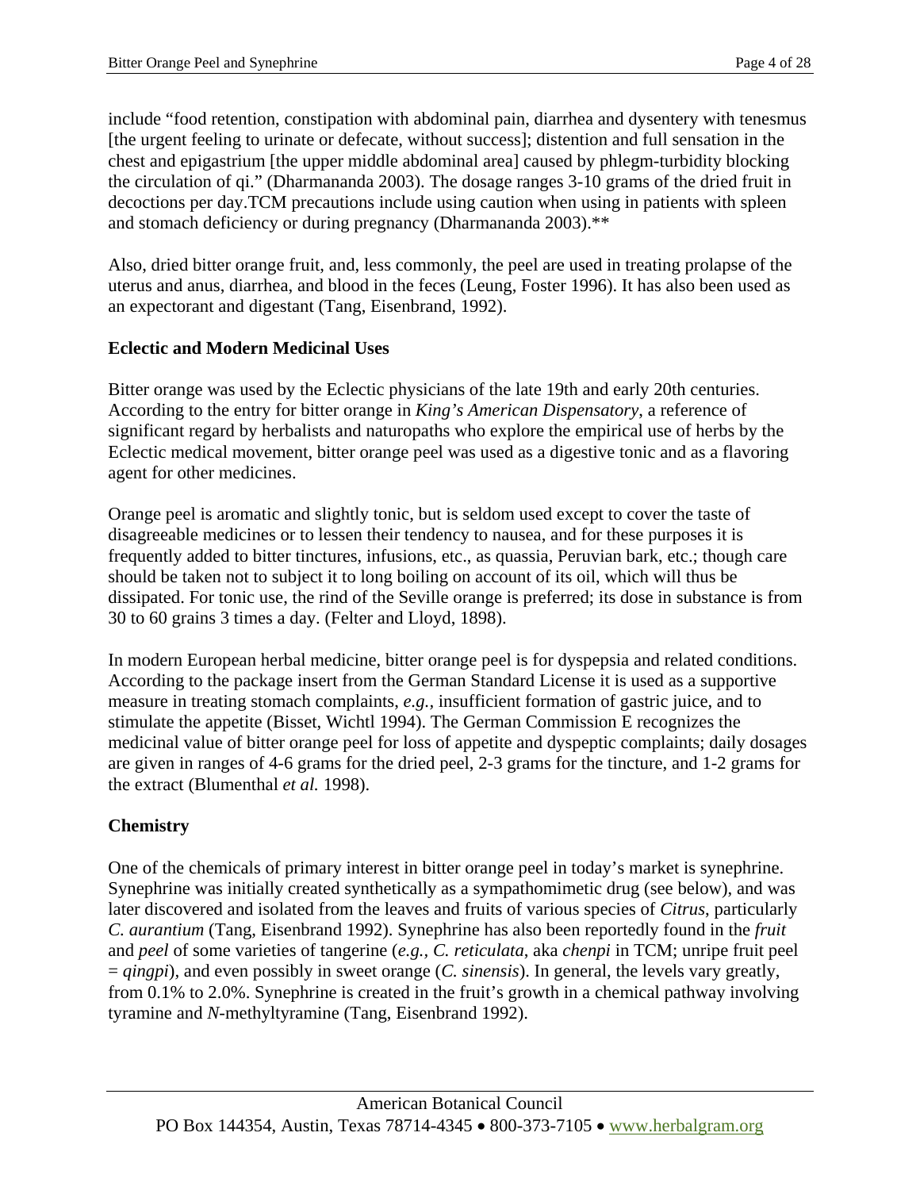include "food retention, constipation with abdominal pain, diarrhea and dysentery with tenesmus [the urgent feeling to urinate or defecate, without success]; distention and full sensation in the chest and epigastrium [the upper middle abdominal area] caused by phlegm-turbidity blocking the circulation of qi." (Dharmananda 2003). The dosage ranges 3-10 grams of the dried fruit in decoctions per day.TCM precautions include using caution when using in patients with spleen and stomach deficiency or during pregnancy (Dharmananda 2003).**

Also, dried bitter orange fruit, and, less commonly, the peel are used in treating prolapse of the uterus and anus, diarrhea, and blood in the feces (Leung, Foster 1996). It has also been used as an expectorant and digestant (Tang, Eisenbrand, 1992).

**Eclectic and Modern Medicinal Uses**

Bitter orange was used by the Eclectic physicians of the late 19th and early 20th centuries. According to the entry for bitter orange in *King's American Dispensatory*, a reference of significant regard by herbalists and naturopaths who explore the empirical use of herbs by the Eclectic medical movement, bitter orange peel was used as a digestive tonic and as a flavoring agent for other medicines.

Orange peel is aromatic and slightly tonic, but is seldom used except to cover the taste of disagreeable medicines or to lessen their tendency to nausea, and for these purposes it is frequently added to bitter tinctures, infusions, etc., as quassia, Peruvian bark, etc.; though care should be taken not to subject it to long boiling on account of its oil, which will thus be dissipated. For tonic use, the rind of the Seville orange is preferred; its dose in substance is from 30 to 60 grains 3 times a day. (Felter and Lloyd, 1898).

In modern European herbal medicine, bitter orange peel is for dyspepsia and related conditions. According to the package insert from the German Standard License it is used as a supportive measure in treating stomach complaints, *e.g.*, insufficient formation of gastric juice, and to stimulate the appetite (Bisset, Wichtl 1994). The German Commission E recognizes the medicinal value of bitter orange peel for loss of appetite and dyspeptic complaints; daily dosages are given in ranges of 4-6 grams for the dried peel, 2-3 grams for the tincture, and 1-2 grams for the extract (Blumenthal *et al.* 1998).

**Chemistry**

One of the chemicals of primary interest in bitter orange peel in today's market is synephrine. Synephrine was initially created synthetically as a sympathomimetic drug (see below), and was later discovered and isolated from the leaves and fruits of various species of *Citrus*, particularly *C. aurantium* (Tang, Eisenbrand 1992). Synephrine has also been reportedly found in the *fruit* and *peel* of some varieties of tangerine (*e.g., C. reticulata*, aka *chenpi* in TCM; unripe fruit peel = *qingpi*), and even possibly in sweet orange (*C. sinensis*). In general, the levels vary greatly, from 0.1% to 2.0%. Synephrine is created in the fruit's growth in a chemical pathway involving tyramine and *N*-methyltyramine (Tang, Eisenbrand 1992).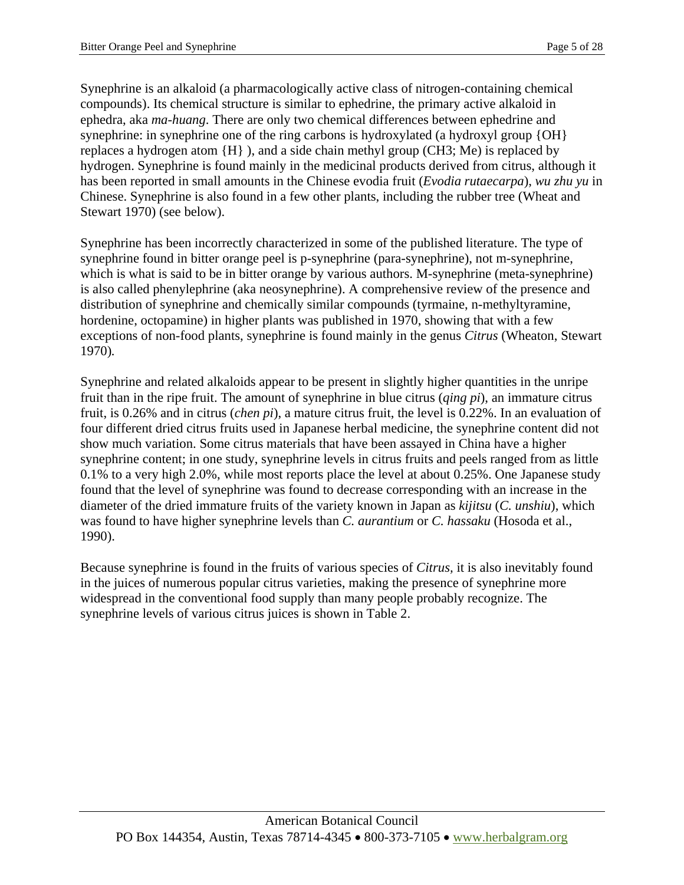Synephrine is an alkaloid (a pharmacologically active class of nitrogen-containing chemical compounds). Its chemical structure is similar to ephedrine, the primary active alkaloid in ephedra, aka *ma-huang*. There are only two chemical differences between ephedrine and synephrine: in synephrine one of the ring carbons is hydroxylated (a hydroxyl group {OH} replaces a hydrogen atom {H} ), and a side chain methyl group (CH3; Me) is replaced by hydrogen. Synephrine is found mainly in the medicinal products derived from citrus, although it has been reported in small amounts in the Chinese evodia fruit (*Evodia rutaecarpa*), *wu zhu yu* in Chinese. Synephrine is also found in a few other plants, including the rubber tree (Wheat and Stewart 1970) (see below).

Synephrine has been incorrectly characterized in some of the published literature. The type of synephrine found in bitter orange peel is p-synephrine (para-synephrine), not m-synephrine, which is what is said to be in bitter orange by various authors. M-synephrine (meta-synephrine) is also called phenylephrine (aka neosynephrine). A comprehensive review of the presence and distribution of synephrine and chemically similar compounds (tyrmaine, n-methyltyramine, hordenine, octopamine) in higher plants was published in 1970, showing that with a few exceptions of non-food plants, synephrine is found mainly in the genus *Citrus* (Wheaton, Stewart 1970).

Synephrine and related alkaloids appear to be present in slightly higher quantities in the unripe fruit than in the ripe fruit. The amount of synephrine in blue citrus (*qing pi*), an immature citrus fruit, is 0.26% and in citrus (*chen pi*), a mature citrus fruit, the level is 0.22%. In an evaluation of four different dried citrus fruits used in Japanese herbal medicine, the synephrine content did not show much variation. Some citrus materials that have been assayed in China have a higher synephrine content; in one study, synephrine levels in citrus fruits and peels ranged from as little 0.1% to a very high 2.0%, while most reports place the level at about 0.25%. One Japanese study found that the level of synephrine was found to decrease corresponding with an increase in the diameter of the dried immature fruits of the variety known in Japan as *kijitsu* (*C. unshiu*), which was found to have higher synephrine levels than *C. aurantium* or *C. hassaku* (Hosoda et al., 1990).

Because synephrine is found in the fruits of various species of *Citrus*, it is also inevitably found in the juices of numerous popular citrus varieties, making the presence of synephrine more widespread in the conventional food supply than many people probably recognize. The synephrine levels of various citrus juices is shown in Table 2.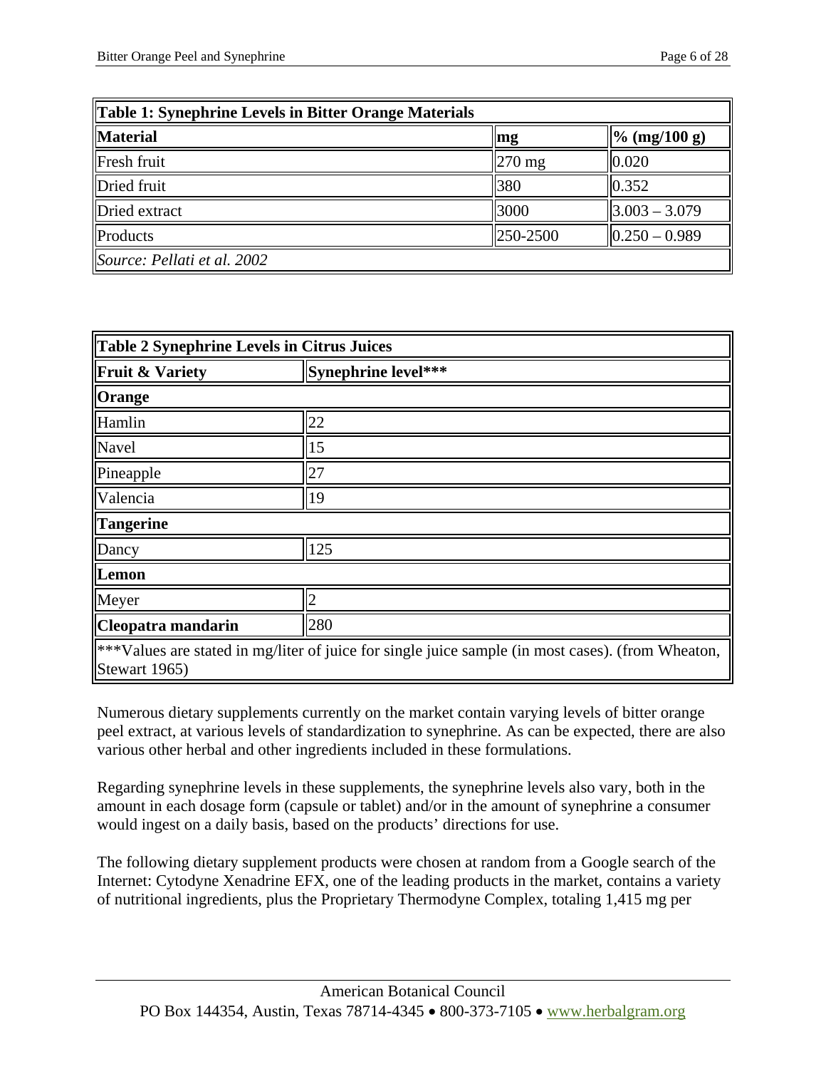| Table 1: Synephrine Levels in Bitter Orange Materials | | |
|---|---|---|
| **Material** | **mg** | **% (mg/100 g)** |
| Fresh fruit | 270 mg | 0.020 |
| Dried fruit | 380 | 0.352 |
| Dried extract | 3000 | 3.003 – 3.079 |
| Products | 250-2500 | 0.250 – 0.989 |
| *Source: Pellati et al. 2002* | | |

| Table 2 Synephrine Levels in Citrus Juices | |
|---|---|
| **Fruit & Variety** | **Synephrine level*** ** |
| **Orange** | |
| Hamlin | 22 |
| Navel | 15 |
| Pineapple | 27 |
| Valencia | 19 |
| **Tangerine** | |
| Dancy | 125 |
| **Lemon** | |
| Meyer | 2 |
| **Cleopatra mandarin** | 280 |
| ***Values are stated in mg/liter of juice for single juice sample (in most cases). (from Wheaton, Stewart 1965) | |

Numerous dietary supplements currently on the market contain varying levels of bitter orange peel extract, at various levels of standardization to synephrine. As can be expected, there are also various other herbal and other ingredients included in these formulations.

Regarding synephrine levels in these supplements, the synephrine levels also vary, both in the amount in each dosage form (capsule or tablet) and/or in the amount of synephrine a consumer would ingest on a daily basis, based on the products' directions for use.

The following dietary supplement products were chosen at random from a Google search of the Internet: Cytodyne Xenadrine EFX, one of the leading products in the market, contains a variety of nutritional ingredients, plus the Proprietary Thermodyne Complex, totaling 1,415 mg per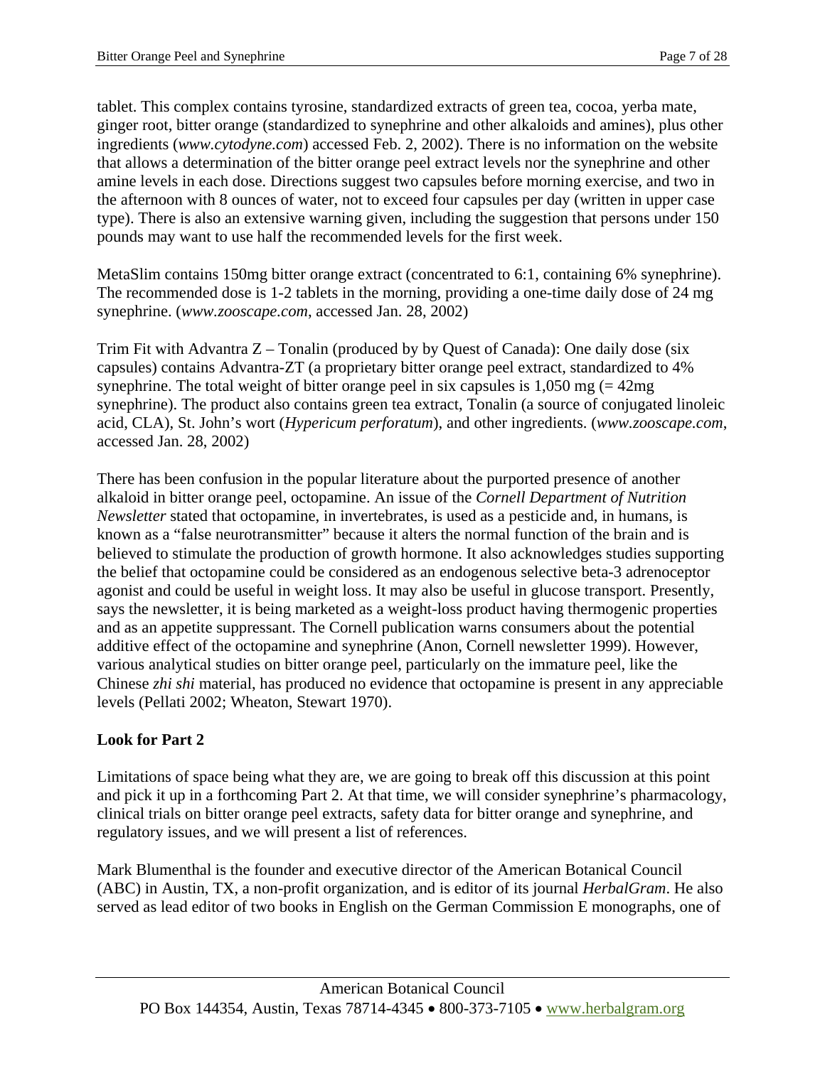tablet. This complex contains tyrosine, standardized extracts of green tea, cocoa, yerba mate, ginger root, bitter orange (standardized to synephrine and other alkaloids and amines), plus other ingredients (*www.cytodyne.com*) accessed Feb. 2, 2002). There is no information on the website that allows a determination of the bitter orange peel extract levels nor the synephrine and other amine levels in each dose. Directions suggest two capsules before morning exercise, and two in the afternoon with 8 ounces of water, not to exceed four capsules per day (written in upper case type). There is also an extensive warning given, including the suggestion that persons under 150 pounds may want to use half the recommended levels for the first week.

MetaSlim contains 150mg bitter orange extract (concentrated to 6:1, containing 6% synephrine). The recommended dose is 1-2 tablets in the morning, providing a one-time daily dose of 24 mg synephrine. (*www.zooscape.com*, accessed Jan. 28, 2002)

Trim Fit with Advantra Z – Tonalin (produced by by Quest of Canada): One daily dose (six capsules) contains Advantra-ZT (a proprietary bitter orange peel extract, standardized to 4% synephrine. The total weight of bitter orange peel in six capsules is 1,050 mg (= 42mg synephrine). The product also contains green tea extract, Tonalin (a source of conjugated linoleic acid, CLA), St. John's wort (*Hypericum perforatum*), and other ingredients. (*www.zooscape.com*, accessed Jan. 28, 2002)

There has been confusion in the popular literature about the purported presence of another alkaloid in bitter orange peel, octopamine. An issue of the *Cornell Department of Nutrition Newsletter* stated that octopamine, in invertebrates, is used as a pesticide and, in humans, is known as a "false neurotransmitter" because it alters the normal function of the brain and is believed to stimulate the production of growth hormone. It also acknowledges studies supporting the belief that octopamine could be considered as an endogenous selective beta-3 adrenoceptor agonist and could be useful in weight loss. It may also be useful in glucose transport. Presently, says the newsletter, it is being marketed as a weight-loss product having thermogenic properties and as an appetite suppressant. The Cornell publication warns consumers about the potential additive effect of the octopamine and synephrine (Anon, Cornell newsletter 1999). However, various analytical studies on bitter orange peel, particularly on the immature peel, like the Chinese *zhi shi* material, has produced no evidence that octopamine is present in any appreciable levels (Pellati 2002; Wheaton, Stewart 1970).

**Look for Part 2**

Limitations of space being what they are, we are going to break off this discussion at this point and pick it up in a forthcoming Part 2. At that time, we will consider synephrine's pharmacology, clinical trials on bitter orange peel extracts, safety data for bitter orange and synephrine, and regulatory issues, and we will present a list of references.

Mark Blumenthal is the founder and executive director of the American Botanical Council (ABC) in Austin, TX, a non-profit organization, and is editor of its journal *HerbalGram*. He also served as lead editor of two books in English on the German Commission E monographs, one of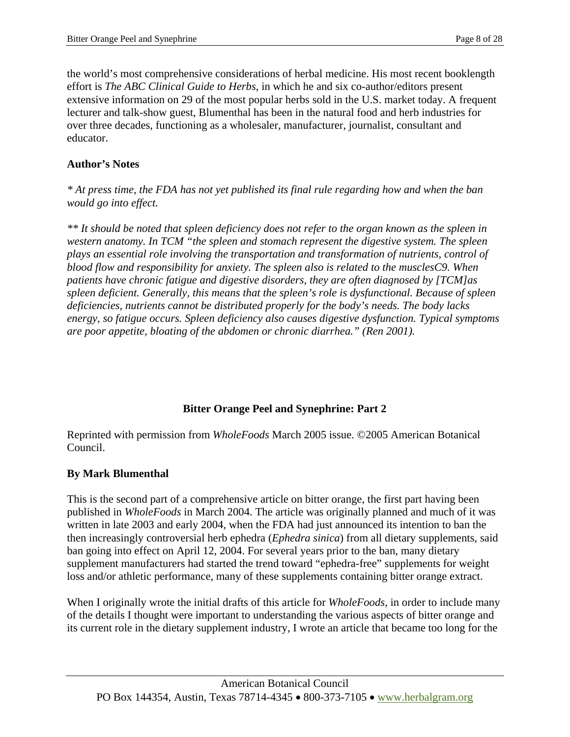the world's most comprehensive considerations of herbal medicine. His most recent booklength effort is *The ABC Clinical Guide to Herbs*, in which he and six co-author/editors present extensive information on 29 of the most popular herbs sold in the U.S. market today. A frequent lecturer and talk-show guest, Blumenthal has been in the natural food and herb industries for over three decades, functioning as a wholesaler, manufacturer, journalist, consultant and educator.

**Author's Notes**

*\* At press time, the FDA has not yet published its final rule regarding how and when the ban would go into effect.*

*\*\* It should be noted that spleen deficiency does not refer to the organ known as the spleen in western anatomy. In TCM "the spleen and stomach represent the digestive system. The spleen plays an essential role involving the transportation and transformation of nutrients, control of blood flow and responsibility for anxiety. The spleen also is related to the musclesC9. When patients have chronic fatigue and digestive disorders, they are often diagnosed by [TCM]as spleen deficient. Generally, this means that the spleen's role is dysfunctional. Because of spleen deficiencies, nutrients cannot be distributed properly for the body's needs. The body lacks energy, so fatigue occurs. Spleen deficiency also causes digestive dysfunction. Typical symptoms are poor appetite, bloating of the abdomen or chronic diarrhea." (Ren 2001).*

## Bitter Orange Peel and Synephrine: Part 2

Reprinted with permission from *WholeFoods* March 2005 issue. ©2005 American Botanical Council.

**By Mark Blumenthal**

This is the second part of a comprehensive article on bitter orange, the first part having been published in *WholeFoods* in March 2004. The article was originally planned and much of it was written in late 2003 and early 2004, when the FDA had just announced its intention to ban the then increasingly controversial herb ephedra (*Ephedra sinica*) from all dietary supplements, said ban going into effect on April 12, 2004. For several years prior to the ban, many dietary supplement manufacturers had started the trend toward "ephedra-free" supplements for weight loss and/or athletic performance, many of these supplements containing bitter orange extract.

When I originally wrote the initial drafts of this article for *WholeFoods*, in order to include many of the details I thought were important to understanding the various aspects of bitter orange and its current role in the dietary supplement industry, I wrote an article that became too long for the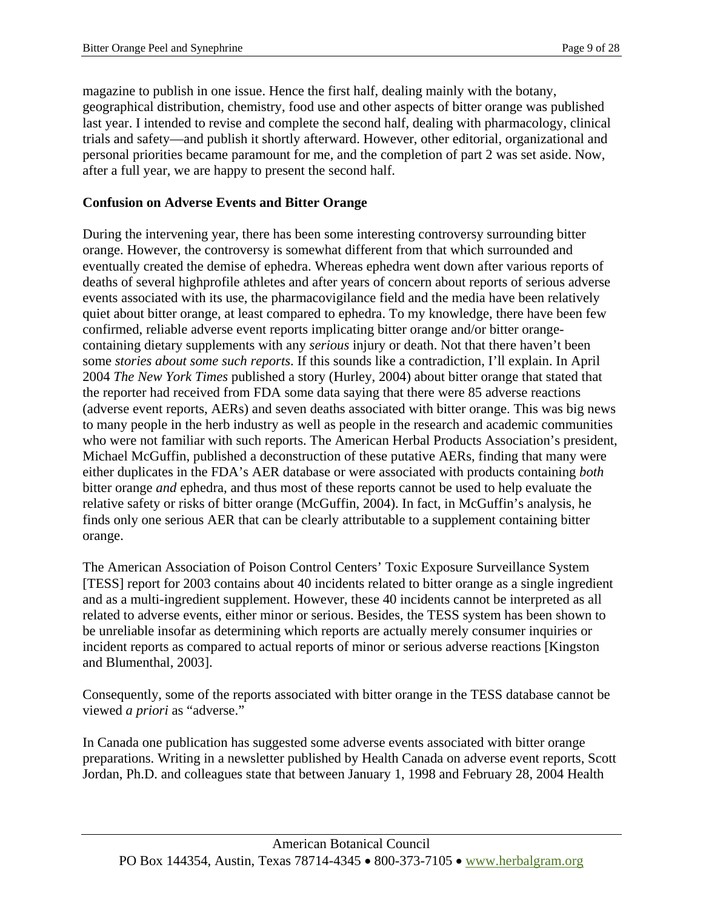magazine to publish in one issue. Hence the first half, dealing mainly with the botany, geographical distribution, chemistry, food use and other aspects of bitter orange was published last year. I intended to revise and complete the second half, dealing with pharmacology, clinical trials and safety—and publish it shortly afterward. However, other editorial, organizational and personal priorities became paramount for me, and the completion of part 2 was set aside. Now, after a full year, we are happy to present the second half.

**Confusion on Adverse Events and Bitter Orange**

During the intervening year, there has been some interesting controversy surrounding bitter orange. However, the controversy is somewhat different from that which surrounded and eventually created the demise of ephedra. Whereas ephedra went down after various reports of deaths of several highprofile athletes and after years of concern about reports of serious adverse events associated with its use, the pharmacovigilance field and the media have been relatively quiet about bitter orange, at least compared to ephedra. To my knowledge, there have been few confirmed, reliable adverse event reports implicating bitter orange and/or bitter orange-containing dietary supplements with any *serious* injury or death. Not that there haven't been some *stories about some such reports*. If this sounds like a contradiction, I'll explain. In April 2004 *The New York Times* published a story (Hurley, 2004) about bitter orange that stated that the reporter had received from FDA some data saying that there were 85 adverse reactions (adverse event reports, AERs) and seven deaths associated with bitter orange. This was big news to many people in the herb industry as well as people in the research and academic communities who were not familiar with such reports. The American Herbal Products Association's president, Michael McGuffin, published a deconstruction of these putative AERs, finding that many were either duplicates in the FDA's AER database or were associated with products containing *both* bitter orange *and* ephedra, and thus most of these reports cannot be used to help evaluate the relative safety or risks of bitter orange (McGuffin, 2004). In fact, in McGuffin's analysis, he finds only one serious AER that can be clearly attributable to a supplement containing bitter orange.

The American Association of Poison Control Centers' Toxic Exposure Surveillance System [TESS] report for 2003 contains about 40 incidents related to bitter orange as a single ingredient and as a multi-ingredient supplement. However, these 40 incidents cannot be interpreted as all related to adverse events, either minor or serious. Besides, the TESS system has been shown to be unreliable insofar as determining which reports are actually merely consumer inquiries or incident reports as compared to actual reports of minor or serious adverse reactions [Kingston and Blumenthal, 2003].

Consequently, some of the reports associated with bitter orange in the TESS database cannot be viewed *a priori* as "adverse."

In Canada one publication has suggested some adverse events associated with bitter orange preparations. Writing in a newsletter published by Health Canada on adverse event reports, Scott Jordan, Ph.D. and colleagues state that between January 1, 1998 and February 28, 2004 Health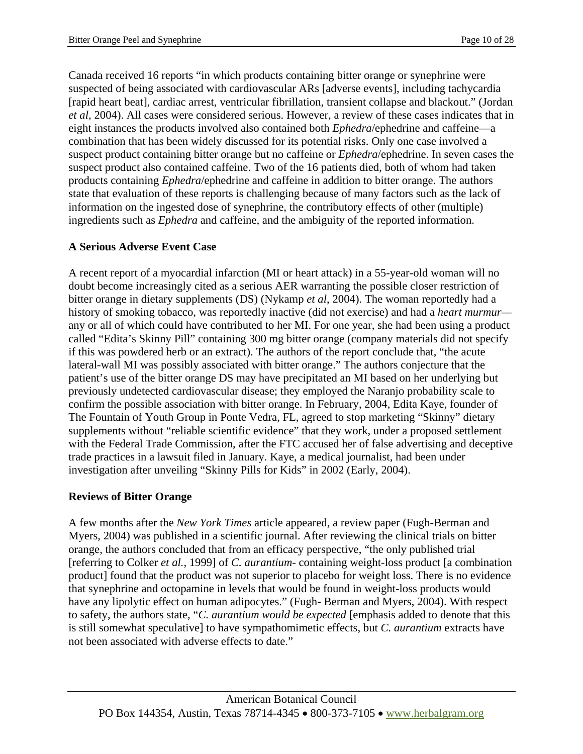Canada received 16 reports "in which products containing bitter orange or synephrine were suspected of being associated with cardiovascular ARs [adverse events], including tachycardia [rapid heart beat], cardiac arrest, ventricular fibrillation, transient collapse and blackout." (Jordan *et al*, 2004). All cases were considered serious. However, a review of these cases indicates that in eight instances the products involved also contained both *Ephedra*/ephedrine and caffeine—a combination that has been widely discussed for its potential risks. Only one case involved a suspect product containing bitter orange but no caffeine or *Ephedra*/ephedrine. In seven cases the suspect product also contained caffeine. Two of the 16 patients died, both of whom had taken products containing *Ephedra*/ephedrine and caffeine in addition to bitter orange. The authors state that evaluation of these reports is challenging because of many factors such as the lack of information on the ingested dose of synephrine, the contributory effects of other (multiple) ingredients such as *Ephedra* and caffeine, and the ambiguity of the reported information.

## A Serious Adverse Event Case

A recent report of a myocardial infarction (MI or heart attack) in a 55-year-old woman will no doubt become increasingly cited as a serious AER warranting the possible closer restriction of bitter orange in dietary supplements (DS) (Nykamp *et al*, 2004). The woman reportedly had a history of smoking tobacco, was reportedly inactive (did not exercise) and had a *heart murmur*—any or all of which could have contributed to her MI. For one year, she had been using a product called "Edita's Skinny Pill" containing 300 mg bitter orange (company materials did not specify if this was powdered herb or an extract). The authors of the report conclude that, "the acute lateral-wall MI was possibly associated with bitter orange." The authors conjecture that the patient's use of the bitter orange DS may have precipitated an MI based on her underlying but previously undetected cardiovascular disease; they employed the Naranjo probability scale to confirm the possible association with bitter orange. In February, 2004, Edita Kaye, founder of The Fountain of Youth Group in Ponte Vedra, FL, agreed to stop marketing "Skinny" dietary supplements without "reliable scientific evidence" that they work, under a proposed settlement with the Federal Trade Commission, after the FTC accused her of false advertising and deceptive trade practices in a lawsuit filed in January. Kaye, a medical journalist, had been under investigation after unveiling "Skinny Pills for Kids" in 2002 (Early, 2004).

## Reviews of Bitter Orange

A few months after the *New York Times* article appeared, a review paper (Fugh-Berman and Myers, 2004) was published in a scientific journal. After reviewing the clinical trials on bitter orange, the authors concluded that from an efficacy perspective, "the only published trial [referring to Colker *et al.*, 1999] of *C. aurantium*- containing weight-loss product [a combination product] found that the product was not superior to placebo for weight loss. There is no evidence that synephrine and octopamine in levels that would be found in weight-loss products would have any lipolytic effect on human adipocytes." (Fugh- Berman and Myers, 2004). With respect to safety, the authors state, "*C. aurantium would be expected* [emphasis added to denote that this is still somewhat speculative] to have sympathomimetic effects, but *C. aurantium* extracts have not been associated with adverse effects to date."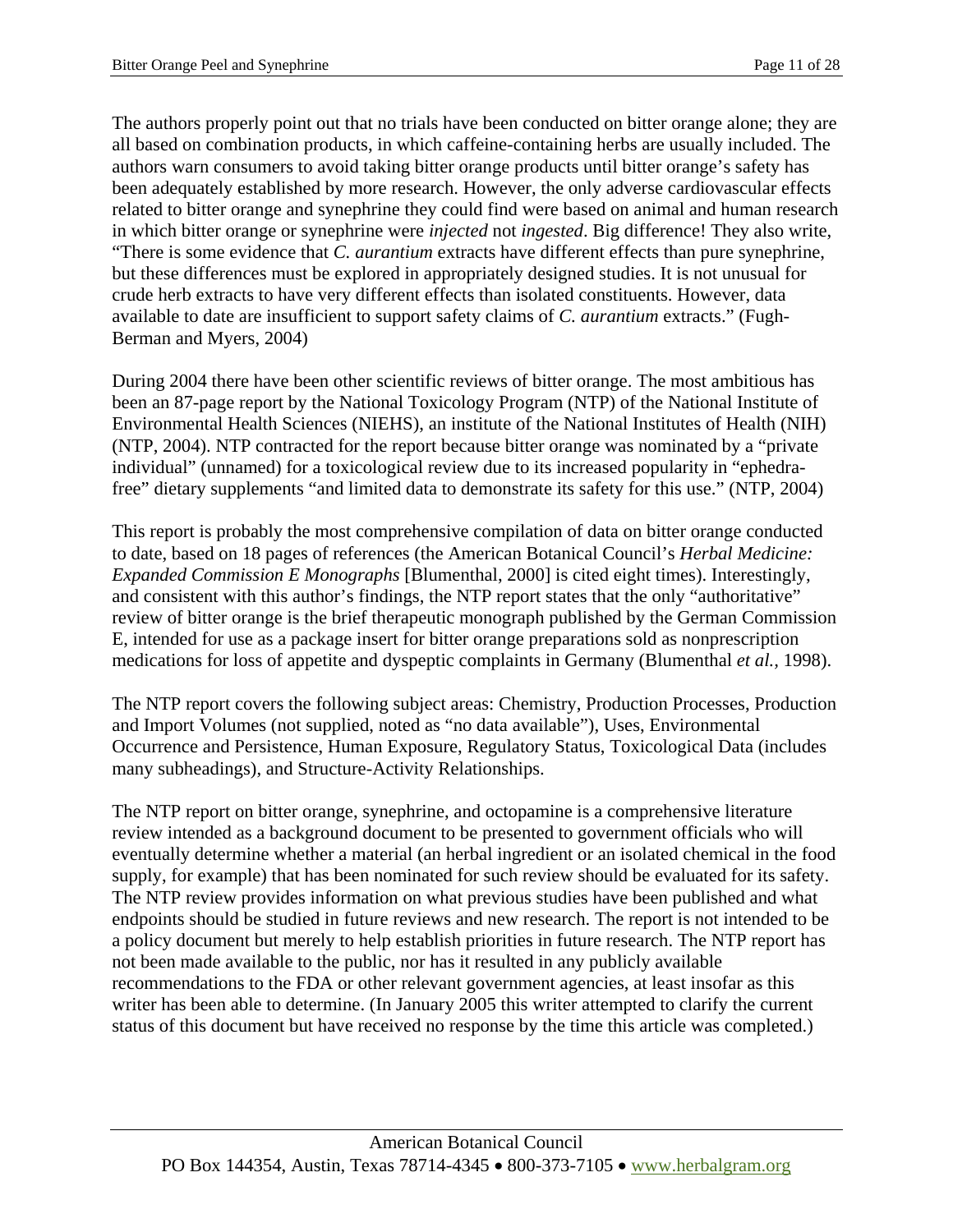The authors properly point out that no trials have been conducted on bitter orange alone; they are all based on combination products, in which caffeine-containing herbs are usually included. The authors warn consumers to avoid taking bitter orange products until bitter orange's safety has been adequately established by more research. However, the only adverse cardiovascular effects related to bitter orange and synephrine they could find were based on animal and human research in which bitter orange or synephrine were *injected* not *ingested*. Big difference! They also write, "There is some evidence that *C. aurantium* extracts have different effects than pure synephrine, but these differences must be explored in appropriately designed studies. It is not unusual for crude herb extracts to have very different effects than isolated constituents. However, data available to date are insufficient to support safety claims of *C. aurantium* extracts." (Fugh-Berman and Myers, 2004)

During 2004 there have been other scientific reviews of bitter orange. The most ambitious has been an 87-page report by the National Toxicology Program (NTP) of the National Institute of Environmental Health Sciences (NIEHS), an institute of the National Institutes of Health (NIH) (NTP, 2004). NTP contracted for the report because bitter orange was nominated by a "private individual" (unnamed) for a toxicological review due to its increased popularity in "ephedra-free" dietary supplements "and limited data to demonstrate its safety for this use." (NTP, 2004)

This report is probably the most comprehensive compilation of data on bitter orange conducted to date, based on 18 pages of references (the American Botanical Council's *Herbal Medicine: Expanded Commission E Monographs* [Blumenthal, 2000] is cited eight times). Interestingly, and consistent with this author's findings, the NTP report states that the only "authoritative" review of bitter orange is the brief therapeutic monograph published by the German Commission E, intended for use as a package insert for bitter orange preparations sold as nonprescription medications for loss of appetite and dyspeptic complaints in Germany (Blumenthal *et al.*, 1998).

The NTP report covers the following subject areas: Chemistry, Production Processes, Production and Import Volumes (not supplied, noted as "no data available"), Uses, Environmental Occurrence and Persistence, Human Exposure, Regulatory Status, Toxicological Data (includes many subheadings), and Structure-Activity Relationships.

The NTP report on bitter orange, synephrine, and octopamine is a comprehensive literature review intended as a background document to be presented to government officials who will eventually determine whether a material (an herbal ingredient or an isolated chemical in the food supply, for example) that has been nominated for such review should be evaluated for its safety. The NTP review provides information on what previous studies have been published and what endpoints should be studied in future reviews and new research. The report is not intended to be a policy document but merely to help establish priorities in future research. The NTP report has not been made available to the public, nor has it resulted in any publicly available recommendations to the FDA or other relevant government agencies, at least insofar as this writer has been able to determine. (In January 2005 this writer attempted to clarify the current status of this document but have received no response by the time this article was completed.)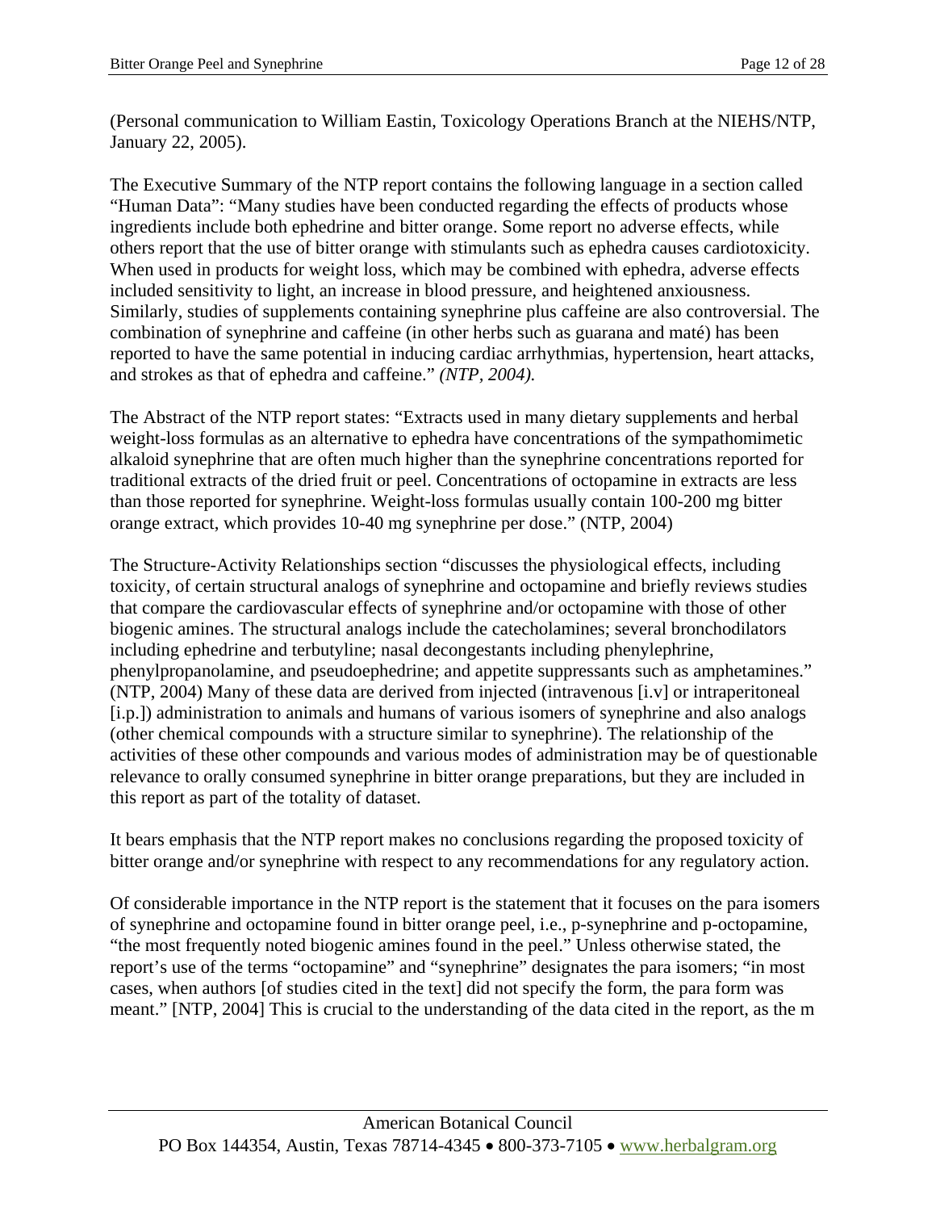(Personal communication to William Eastin, Toxicology Operations Branch at the NIEHS/NTP, January 22, 2005).

The Executive Summary of the NTP report contains the following language in a section called "Human Data": "Many studies have been conducted regarding the effects of products whose ingredients include both ephedrine and bitter orange. Some report no adverse effects, while others report that the use of bitter orange with stimulants such as ephedra causes cardiotoxicity. When used in products for weight loss, which may be combined with ephedra, adverse effects included sensitivity to light, an increase in blood pressure, and heightened anxiousness. Similarly, studies of supplements containing synephrine plus caffeine are also controversial. The combination of synephrine and caffeine (in other herbs such as guarana and maté) has been reported to have the same potential in inducing cardiac arrhythmias, hypertension, heart attacks, and strokes as that of ephedra and caffeine." *(NTP, 2004).*

The Abstract of the NTP report states: "Extracts used in many dietary supplements and herbal weight-loss formulas as an alternative to ephedra have concentrations of the sympathomimetic alkaloid synephrine that are often much higher than the synephrine concentrations reported for traditional extracts of the dried fruit or peel. Concentrations of octopamine in extracts are less than those reported for synephrine. Weight-loss formulas usually contain 100-200 mg bitter orange extract, which provides 10-40 mg synephrine per dose." (NTP, 2004)

The Structure-Activity Relationships section "discusses the physiological effects, including toxicity, of certain structural analogs of synephrine and octopamine and briefly reviews studies that compare the cardiovascular effects of synephrine and/or octopamine with those of other biogenic amines. The structural analogs include the catecholamines; several bronchodilators including ephedrine and terbutyline; nasal decongestants including phenylephrine, phenylpropanolamine, and pseudoephedrine; and appetite suppressants such as amphetamines." (NTP, 2004) Many of these data are derived from injected (intravenous [i.v] or intraperitoneal [i.p.]) administration to animals and humans of various isomers of synephrine and also analogs (other chemical compounds with a structure similar to synephrine). The relationship of the activities of these other compounds and various modes of administration may be of questionable relevance to orally consumed synephrine in bitter orange preparations, but they are included in this report as part of the totality of dataset.

It bears emphasis that the NTP report makes no conclusions regarding the proposed toxicity of bitter orange and/or synephrine with respect to any recommendations for any regulatory action.

Of considerable importance in the NTP report is the statement that it focuses on the para isomers of synephrine and octopamine found in bitter orange peel, i.e., p-synephrine and p-octopamine, "the most frequently noted biogenic amines found in the peel." Unless otherwise stated, the report's use of the terms "octopamine" and "synephrine" designates the para isomers; "in most cases, when authors [of studies cited in the text] did not specify the form, the para form was meant." [NTP, 2004] This is crucial to the understanding of the data cited in the report, as the m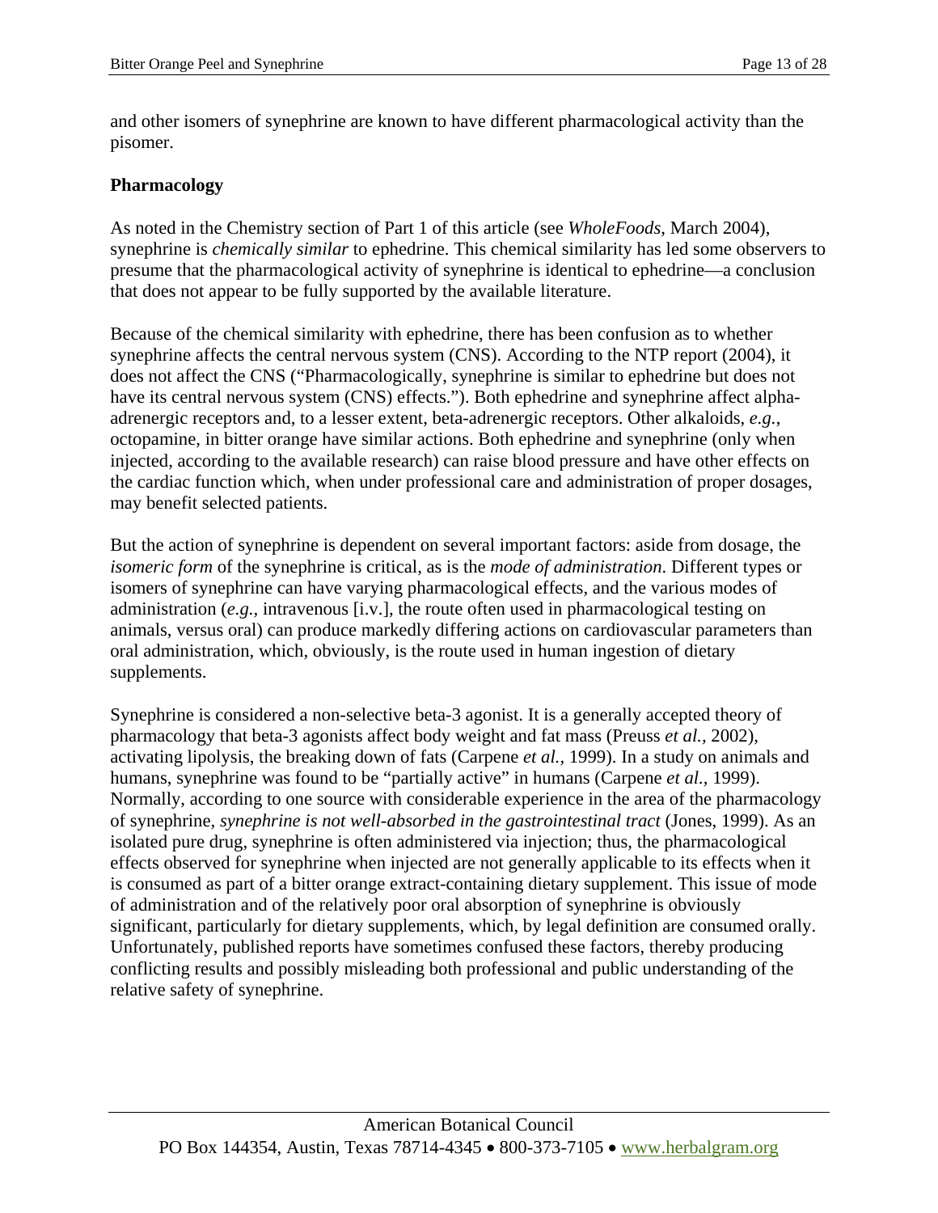and other isomers of synephrine are known to have different pharmacological activity than the pisomer.

**Pharmacology**

As noted in the Chemistry section of Part 1 of this article (see *WholeFoods*, March 2004), synephrine is *chemically similar* to ephedrine. This chemical similarity has led some observers to presume that the pharmacological activity of synephrine is identical to ephedrine—a conclusion that does not appear to be fully supported by the available literature.

Because of the chemical similarity with ephedrine, there has been confusion as to whether synephrine affects the central nervous system (CNS). According to the NTP report (2004), it does not affect the CNS ("Pharmacologically, synephrine is similar to ephedrine but does not have its central nervous system (CNS) effects."). Both ephedrine and synephrine affect alpha-adrenergic receptors and, to a lesser extent, beta-adrenergic receptors. Other alkaloids, *e.g.*, octopamine, in bitter orange have similar actions. Both ephedrine and synephrine (only when injected, according to the available research) can raise blood pressure and have other effects on the cardiac function which, when under professional care and administration of proper dosages, may benefit selected patients.

But the action of synephrine is dependent on several important factors: aside from dosage, the *isomeric form* of the synephrine is critical, as is the *mode of administration*. Different types or isomers of synephrine can have varying pharmacological effects, and the various modes of administration (*e.g.*, intravenous [i.v.], the route often used in pharmacological testing on animals, versus oral) can produce markedly differing actions on cardiovascular parameters than oral administration, which, obviously, is the route used in human ingestion of dietary supplements.

Synephrine is considered a non-selective beta-3 agonist. It is a generally accepted theory of pharmacology that beta-3 agonists affect body weight and fat mass (Preuss *et al.*, 2002), activating lipolysis, the breaking down of fats (Carpene *et al.*, 1999). In a study on animals and humans, synephrine was found to be "partially active" in humans (Carpene *et al.*, 1999). Normally, according to one source with considerable experience in the area of the pharmacology of synephrine, *synephrine is not well-absorbed in the gastrointestinal tract* (Jones, 1999). As an isolated pure drug, synephrine is often administered via injection; thus, the pharmacological effects observed for synephrine when injected are not generally applicable to its effects when it is consumed as part of a bitter orange extract-containing dietary supplement. This issue of mode of administration and of the relatively poor oral absorption of synephrine is obviously significant, particularly for dietary supplements, which, by legal definition are consumed orally. Unfortunately, published reports have sometimes confused these factors, thereby producing conflicting results and possibly misleading both professional and public understanding of the relative safety of synephrine.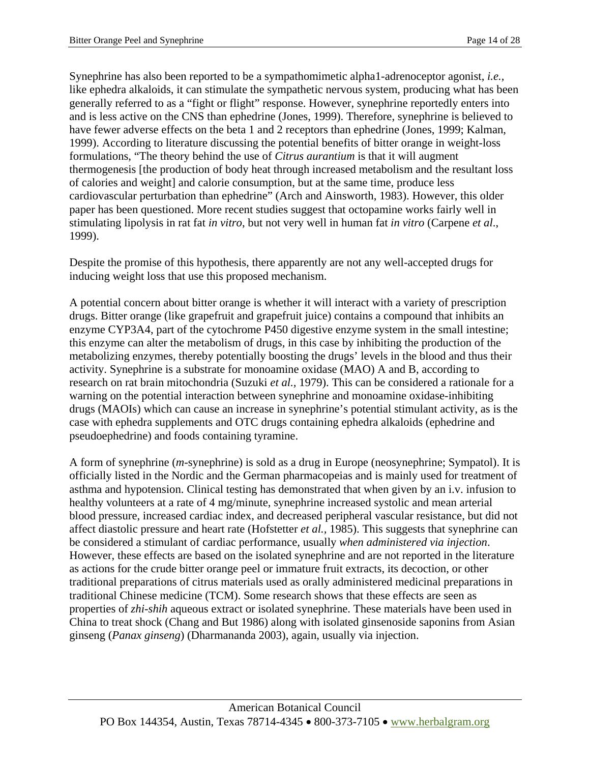Synephrine has also been reported to be a sympathomimetic alpha1-adrenoceptor agonist, *i.e.*, like ephedra alkaloids, it can stimulate the sympathetic nervous system, producing what has been generally referred to as a "fight or flight" response. However, synephrine reportedly enters into and is less active on the CNS than ephedrine (Jones, 1999). Therefore, synephrine is believed to have fewer adverse effects on the beta 1 and 2 receptors than ephedrine (Jones, 1999; Kalman, 1999). According to literature discussing the potential benefits of bitter orange in weight-loss formulations, "The theory behind the use of *Citrus aurantium* is that it will augment thermogenesis [the production of body heat through increased metabolism and the resultant loss of calories and weight] and calorie consumption, but at the same time, produce less cardiovascular perturbation than ephedrine" (Arch and Ainsworth, 1983). However, this older paper has been questioned. More recent studies suggest that octopamine works fairly well in stimulating lipolysis in rat fat *in vitro*, but not very well in human fat *in vitro* (Carpene *et al*., 1999).

Despite the promise of this hypothesis, there apparently are not any well-accepted drugs for inducing weight loss that use this proposed mechanism.

A potential concern about bitter orange is whether it will interact with a variety of prescription drugs. Bitter orange (like grapefruit and grapefruit juice) contains a compound that inhibits an enzyme CYP3A4, part of the cytochrome P450 digestive enzyme system in the small intestine; this enzyme can alter the metabolism of drugs, in this case by inhibiting the production of the metabolizing enzymes, thereby potentially boosting the drugs' levels in the blood and thus their activity. Synephrine is a substrate for monoamine oxidase (MAO) A and B, according to research on rat brain mitochondria (Suzuki *et al.*, 1979). This can be considered a rationale for a warning on the potential interaction between synephrine and monoamine oxidase-inhibiting drugs (MAOIs) which can cause an increase in synephrine's potential stimulant activity, as is the case with ephedra supplements and OTC drugs containing ephedra alkaloids (ephedrine and pseudoephedrine) and foods containing tyramine.

A form of synephrine (*m*-synephrine) is sold as a drug in Europe (neosynephrine; Sympatol). It is officially listed in the Nordic and the German pharmacopeias and is mainly used for treatment of asthma and hypotension. Clinical testing has demonstrated that when given by an i.v. infusion to healthy volunteers at a rate of 4 mg/minute, synephrine increased systolic and mean arterial blood pressure, increased cardiac index, and decreased peripheral vascular resistance, but did not affect diastolic pressure and heart rate (Hofstetter *et al.*, 1985). This suggests that synephrine can be considered a stimulant of cardiac performance, usually *when administered via injection*. However, these effects are based on the isolated synephrine and are not reported in the literature as actions for the crude bitter orange peel or immature fruit extracts, its decoction, or other traditional preparations of citrus materials used as orally administered medicinal preparations in traditional Chinese medicine (TCM). Some research shows that these effects are seen as properties of *zhi-shih* aqueous extract or isolated synephrine. These materials have been used in China to treat shock (Chang and But 1986) along with isolated ginsenoside saponins from Asian ginseng (*Panax ginseng*) (Dharmananda 2003), again, usually via injection.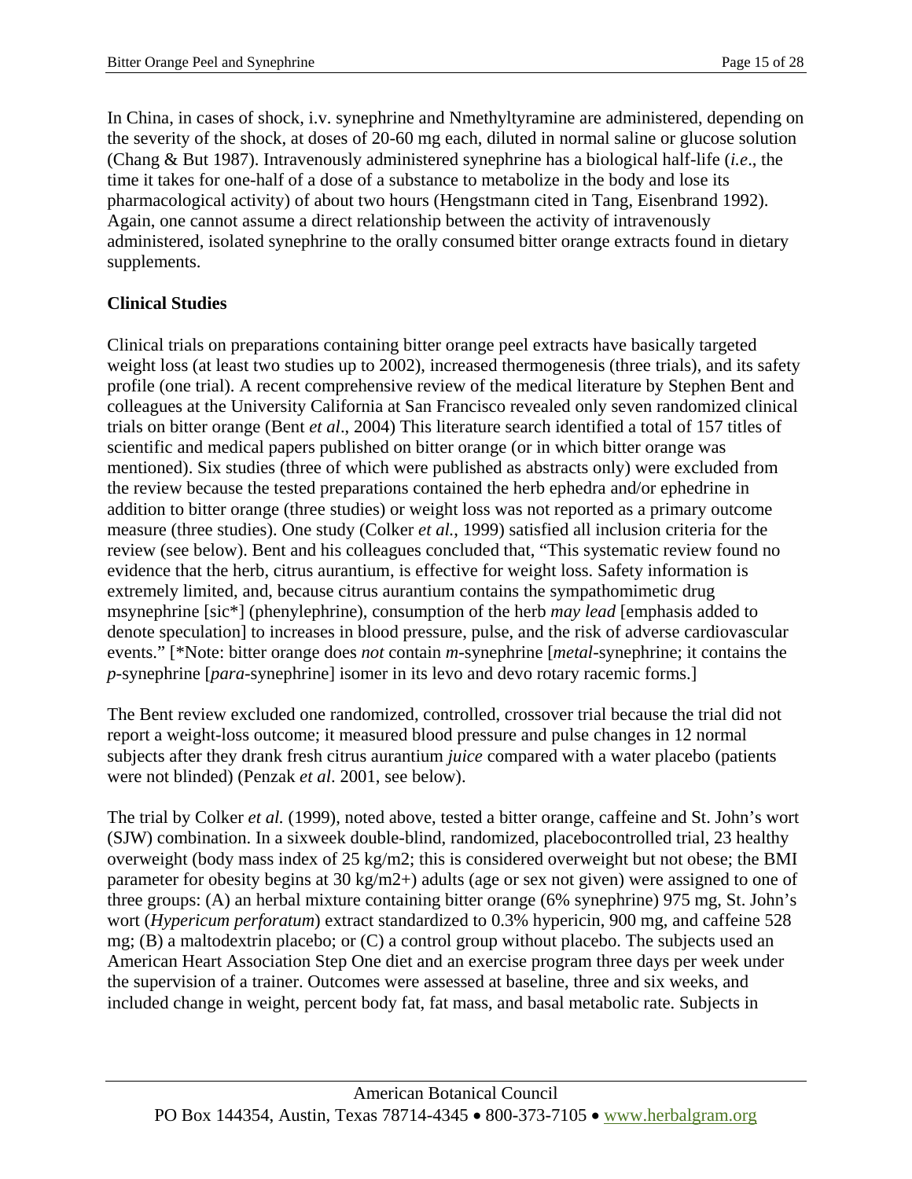In China, in cases of shock, i.v. synephrine and Nmethyltyramine are administered, depending on the severity of the shock, at doses of 20-60 mg each, diluted in normal saline or glucose solution (Chang & But 1987). Intravenously administered synephrine has a biological half-life (*i.e*., the time it takes for one-half of a dose of a substance to metabolize in the body and lose its pharmacological activity) of about two hours (Hengstmann cited in Tang, Eisenbrand 1992). Again, one cannot assume a direct relationship between the activity of intravenously administered, isolated synephrine to the orally consumed bitter orange extracts found in dietary supplements.

**Clinical Studies**

Clinical trials on preparations containing bitter orange peel extracts have basically targeted weight loss (at least two studies up to 2002), increased thermogenesis (three trials), and its safety profile (one trial). A recent comprehensive review of the medical literature by Stephen Bent and colleagues at the University California at San Francisco revealed only seven randomized clinical trials on bitter orange (Bent *et al*., 2004) This literature search identified a total of 157 titles of scientific and medical papers published on bitter orange (or in which bitter orange was mentioned). Six studies (three of which were published as abstracts only) were excluded from the review because the tested preparations contained the herb ephedra and/or ephedrine in addition to bitter orange (three studies) or weight loss was not reported as a primary outcome measure (three studies). One study (Colker *et al.*, 1999) satisfied all inclusion criteria for the review (see below). Bent and his colleagues concluded that, "This systematic review found no evidence that the herb, citrus aurantium, is effective for weight loss. Safety information is extremely limited, and, because citrus aurantium contains the sympathomimetic drug msynephrine [sic*] (phenylephrine), consumption of the herb *may lead* [emphasis added to denote speculation] to increases in blood pressure, pulse, and the risk of adverse cardiovascular events." [*Note: bitter orange does *not* contain *m*-synephrine [*metal*-synephrine; it contains the *p*-synephrine [*para*-synephrine] isomer in its levo and devo rotary racemic forms.]

The Bent review excluded one randomized, controlled, crossover trial because the trial did not report a weight-loss outcome; it measured blood pressure and pulse changes in 12 normal subjects after they drank fresh citrus aurantium *juice* compared with a water placebo (patients were not blinded) (Penzak *et al*. 2001, see below).

The trial by Colker *et al.* (1999), noted above, tested a bitter orange, caffeine and St. John's wort (SJW) combination. In a sixweek double-blind, randomized, placebocontrolled trial, 23 healthy overweight (body mass index of 25 kg/m2; this is considered overweight but not obese; the BMI parameter for obesity begins at 30 kg/m2+) adults (age or sex not given) were assigned to one of three groups: (A) an herbal mixture containing bitter orange (6% synephrine) 975 mg, St. John's wort (*Hypericum perforatum*) extract standardized to 0.3% hypericin, 900 mg, and caffeine 528 mg; (B) a maltodextrin placebo; or (C) a control group without placebo. The subjects used an American Heart Association Step One diet and an exercise program three days per week under the supervision of a trainer. Outcomes were assessed at baseline, three and six weeks, and included change in weight, percent body fat, fat mass, and basal metabolic rate. Subjects in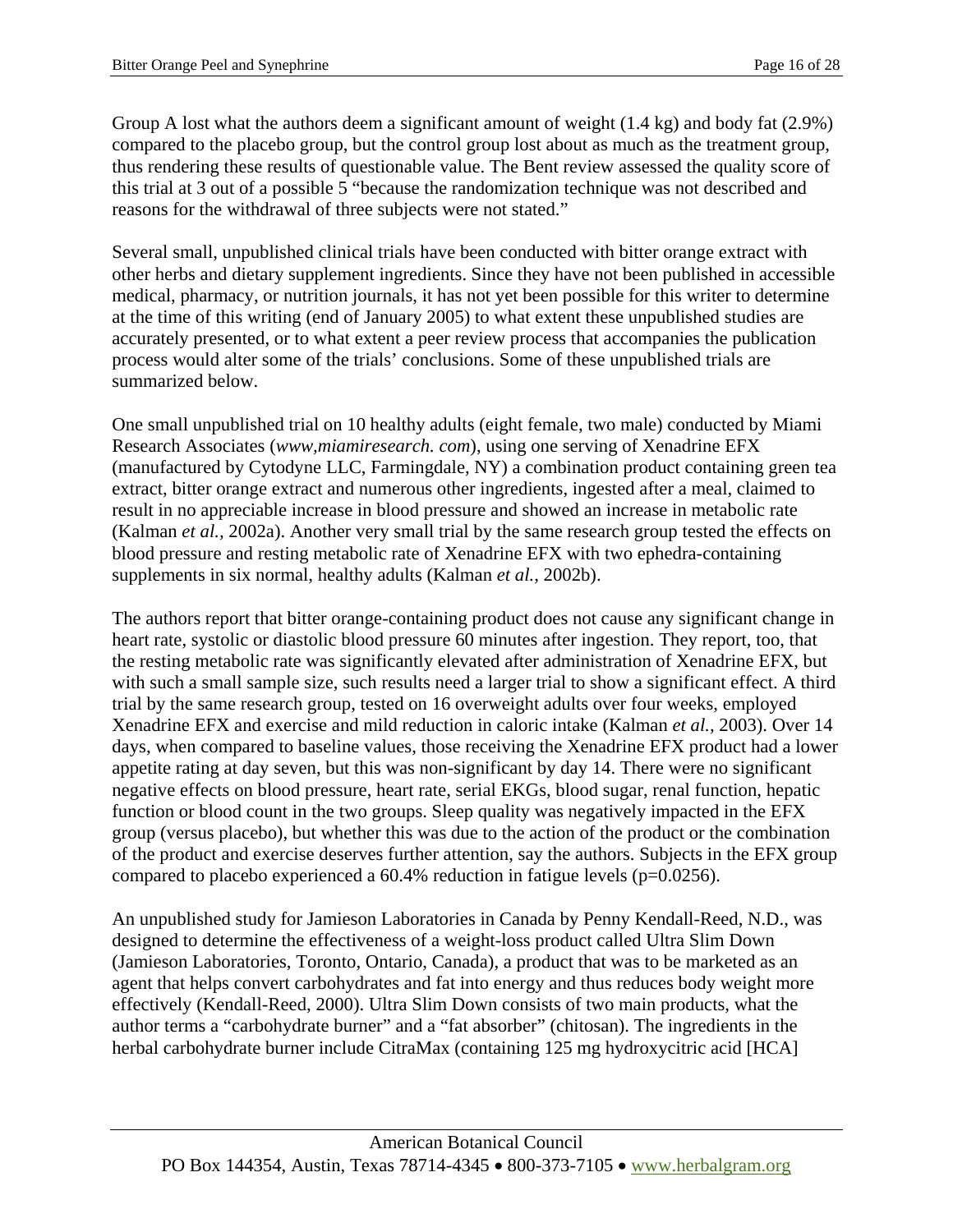Group A lost what the authors deem a significant amount of weight (1.4 kg) and body fat (2.9%) compared to the placebo group, but the control group lost about as much as the treatment group, thus rendering these results of questionable value. The Bent review assessed the quality score of this trial at 3 out of a possible 5 "because the randomization technique was not described and reasons for the withdrawal of three subjects were not stated."

Several small, unpublished clinical trials have been conducted with bitter orange extract with other herbs and dietary supplement ingredients. Since they have not been published in accessible medical, pharmacy, or nutrition journals, it has not yet been possible for this writer to determine at the time of this writing (end of January 2005) to what extent these unpublished studies are accurately presented, or to what extent a peer review process that accompanies the publication process would alter some of the trials' conclusions. Some of these unpublished trials are summarized below.

One small unpublished trial on 10 healthy adults (eight female, two male) conducted by Miami Research Associates (*www,miamiresearch. com*), using one serving of Xenadrine EFX (manufactured by Cytodyne LLC, Farmingdale, NY) a combination product containing green tea extract, bitter orange extract and numerous other ingredients, ingested after a meal, claimed to result in no appreciable increase in blood pressure and showed an increase in metabolic rate (Kalman *et al.,* 2002a). Another very small trial by the same research group tested the effects on blood pressure and resting metabolic rate of Xenadrine EFX with two ephedra-containing supplements in six normal, healthy adults (Kalman *et al.,* 2002b).

The authors report that bitter orange-containing product does not cause any significant change in heart rate, systolic or diastolic blood pressure 60 minutes after ingestion. They report, too, that the resting metabolic rate was significantly elevated after administration of Xenadrine EFX, but with such a small sample size, such results need a larger trial to show a significant effect. A third trial by the same research group, tested on 16 overweight adults over four weeks, employed Xenadrine EFX and exercise and mild reduction in caloric intake (Kalman *et al.,* 2003). Over 14 days, when compared to baseline values, those receiving the Xenadrine EFX product had a lower appetite rating at day seven, but this was non-significant by day 14. There were no significant negative effects on blood pressure, heart rate, serial EKGs, blood sugar, renal function, hepatic function or blood count in the two groups. Sleep quality was negatively impacted in the EFX group (versus placebo), but whether this was due to the action of the product or the combination of the product and exercise deserves further attention, say the authors. Subjects in the EFX group compared to placebo experienced a 60.4% reduction in fatigue levels ($p=0.0256$).

An unpublished study for Jamieson Laboratories in Canada by Penny Kendall-Reed, N.D., was designed to determine the effectiveness of a weight-loss product called Ultra Slim Down (Jamieson Laboratories, Toronto, Ontario, Canada), a product that was to be marketed as an agent that helps convert carbohydrates and fat into energy and thus reduces body weight more effectively (Kendall-Reed, 2000). Ultra Slim Down consists of two main products, what the author terms a "carbohydrate burner" and a "fat absorber" (chitosan). The ingredients in the herbal carbohydrate burner include CitraMax (containing 125 mg hydroxycitric acid [HCA]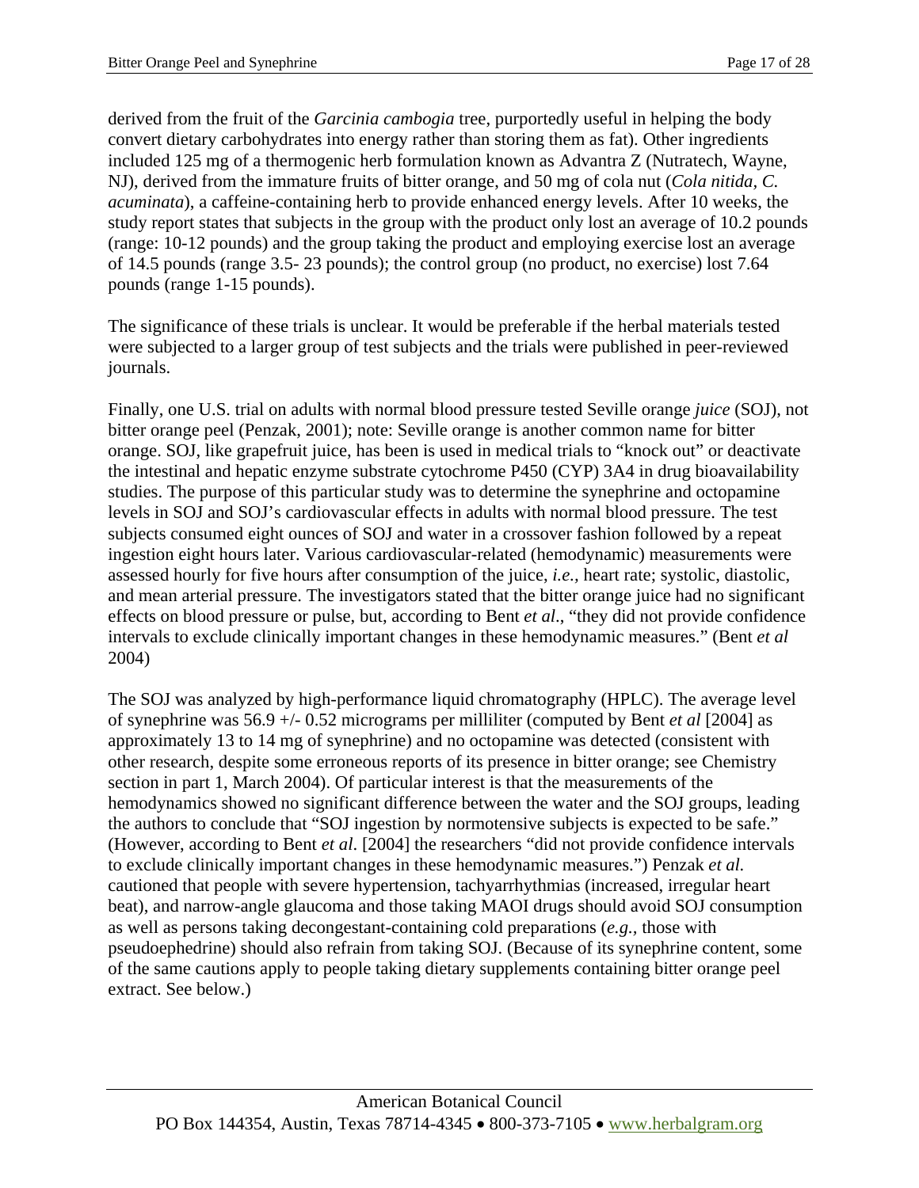derived from the fruit of the *Garcinia cambogia* tree, purportedly useful in helping the body convert dietary carbohydrates into energy rather than storing them as fat). Other ingredients included 125 mg of a thermogenic herb formulation known as Advantra Z (Nutratech, Wayne, NJ), derived from the immature fruits of bitter orange, and 50 mg of cola nut (*Cola nitida, C. acuminata*), a caffeine-containing herb to provide enhanced energy levels. After 10 weeks, the study report states that subjects in the group with the product only lost an average of 10.2 pounds (range: 10-12 pounds) and the group taking the product and employing exercise lost an average of 14.5 pounds (range 3.5- 23 pounds); the control group (no product, no exercise) lost 7.64 pounds (range 1-15 pounds).

The significance of these trials is unclear. It would be preferable if the herbal materials tested were subjected to a larger group of test subjects and the trials were published in peer-reviewed journals.

Finally, one U.S. trial on adults with normal blood pressure tested Seville orange *juice* (SOJ), not bitter orange peel (Penzak, 2001); note: Seville orange is another common name for bitter orange. SOJ, like grapefruit juice, has been is used in medical trials to "knock out" or deactivate the intestinal and hepatic enzyme substrate cytochrome P450 (CYP) 3A4 in drug bioavailability studies. The purpose of this particular study was to determine the synephrine and octopamine levels in SOJ and SOJ's cardiovascular effects in adults with normal blood pressure. The test subjects consumed eight ounces of SOJ and water in a crossover fashion followed by a repeat ingestion eight hours later. Various cardiovascular-related (hemodynamic) measurements were assessed hourly for five hours after consumption of the juice, *i.e.*, heart rate; systolic, diastolic, and mean arterial pressure. The investigators stated that the bitter orange juice had no significant effects on blood pressure or pulse, but, according to Bent *et al*., "they did not provide confidence intervals to exclude clinically important changes in these hemodynamic measures." (Bent *et al* 2004)

The SOJ was analyzed by high-performance liquid chromatography (HPLC). The average level of synephrine was 56.9 +/- 0.52 micrograms per milliliter (computed by Bent *et al* [2004] as approximately 13 to 14 mg of synephrine) and no octopamine was detected (consistent with other research, despite some erroneous reports of its presence in bitter orange; see Chemistry section in part 1, March 2004). Of particular interest is that the measurements of the hemodynamics showed no significant difference between the water and the SOJ groups, leading the authors to conclude that "SOJ ingestion by normotensive subjects is expected to be safe." (However, according to Bent *et al*. [2004] the researchers "did not provide confidence intervals to exclude clinically important changes in these hemodynamic measures.") Penzak *et al.* cautioned that people with severe hypertension, tachyarrhythmias (increased, irregular heart beat), and narrow-angle glaucoma and those taking MAOI drugs should avoid SOJ consumption as well as persons taking decongestant-containing cold preparations (*e.g.,* those with pseudoephedrine) should also refrain from taking SOJ. (Because of its synephrine content, some of the same cautions apply to people taking dietary supplements containing bitter orange peel extract. See below.)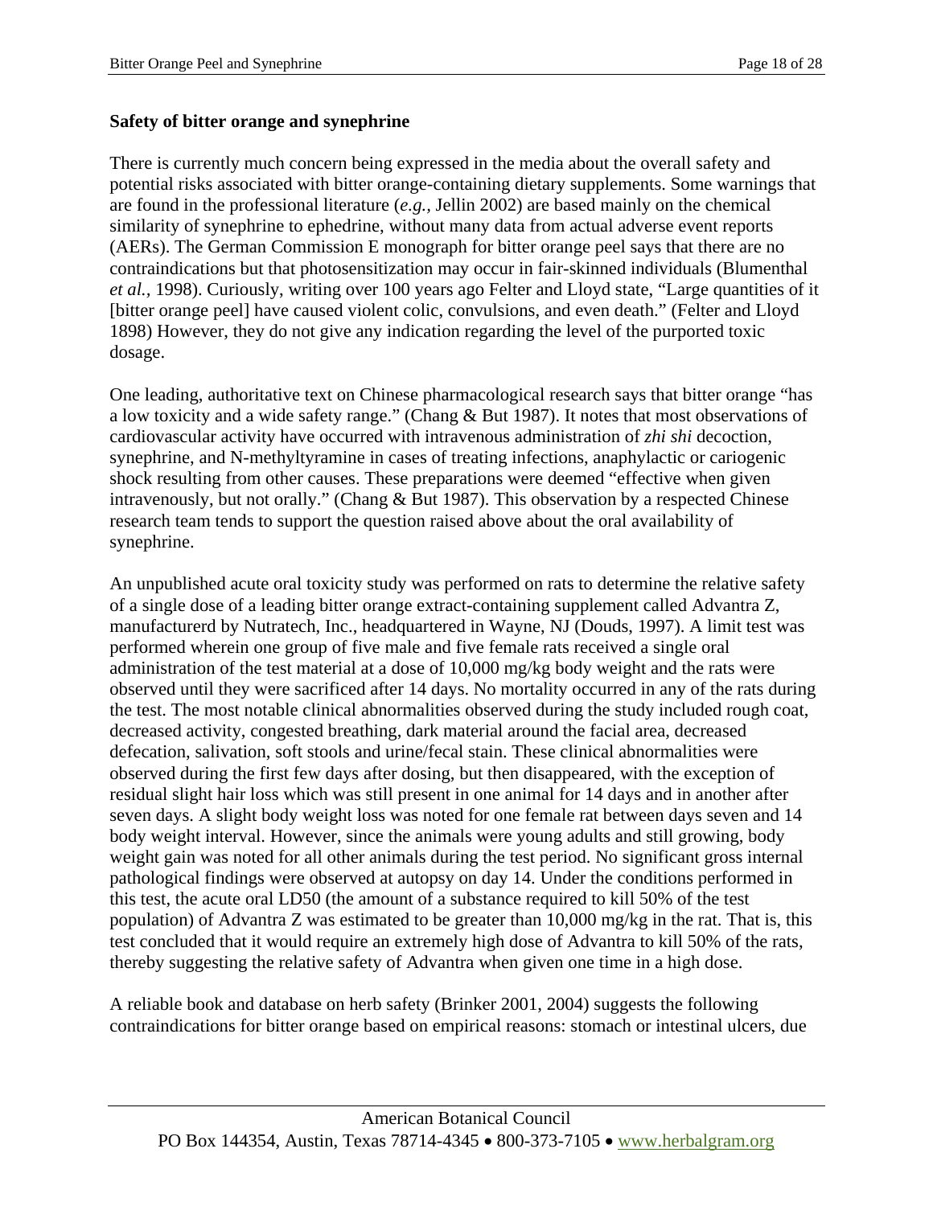**Safety of bitter orange and synephrine**

There is currently much concern being expressed in the media about the overall safety and potential risks associated with bitter orange-containing dietary supplements. Some warnings that are found in the professional literature (*e.g.*, Jellin 2002) are based mainly on the chemical similarity of synephrine to ephedrine, without many data from actual adverse event reports (AERs). The German Commission E monograph for bitter orange peel says that there are no contraindications but that photosensitization may occur in fair-skinned individuals (Blumenthal *et al.*, 1998). Curiously, writing over 100 years ago Felter and Lloyd state, "Large quantities of it [bitter orange peel] have caused violent colic, convulsions, and even death." (Felter and Lloyd 1898) However, they do not give any indication regarding the level of the purported toxic dosage.

One leading, authoritative text on Chinese pharmacological research says that bitter orange "has a low toxicity and a wide safety range." (Chang & But 1987). It notes that most observations of cardiovascular activity have occurred with intravenous administration of *zhi shi* decoction, synephrine, and N-methyltyramine in cases of treating infections, anaphylactic or cariogenic shock resulting from other causes. These preparations were deemed "effective when given intravenously, but not orally." (Chang & But 1987). This observation by a respected Chinese research team tends to support the question raised above about the oral availability of synephrine.

An unpublished acute oral toxicity study was performed on rats to determine the relative safety of a single dose of a leading bitter orange extract-containing supplement called Advantra Z, manufacturerd by Nutratech, Inc., headquartered in Wayne, NJ (Douds, 1997). A limit test was performed wherein one group of five male and five female rats received a single oral administration of the test material at a dose of 10,000 mg/kg body weight and the rats were observed until they were sacrificed after 14 days. No mortality occurred in any of the rats during the test. The most notable clinical abnormalities observed during the study included rough coat, decreased activity, congested breathing, dark material around the facial area, decreased defecation, salivation, soft stools and urine/fecal stain. These clinical abnormalities were observed during the first few days after dosing, but then disappeared, with the exception of residual slight hair loss which was still present in one animal for 14 days and in another after seven days. A slight body weight loss was noted for one female rat between days seven and 14 body weight interval. However, since the animals were young adults and still growing, body weight gain was noted for all other animals during the test period. No significant gross internal pathological findings were observed at autopsy on day 14. Under the conditions performed in this test, the acute oral LD50 (the amount of a substance required to kill 50% of the test population) of Advantra Z was estimated to be greater than 10,000 mg/kg in the rat. That is, this test concluded that it would require an extremely high dose of Advantra to kill 50% of the rats, thereby suggesting the relative safety of Advantra when given one time in a high dose.

A reliable book and database on herb safety (Brinker 2001, 2004) suggests the following contraindications for bitter orange based on empirical reasons: stomach or intestinal ulcers, due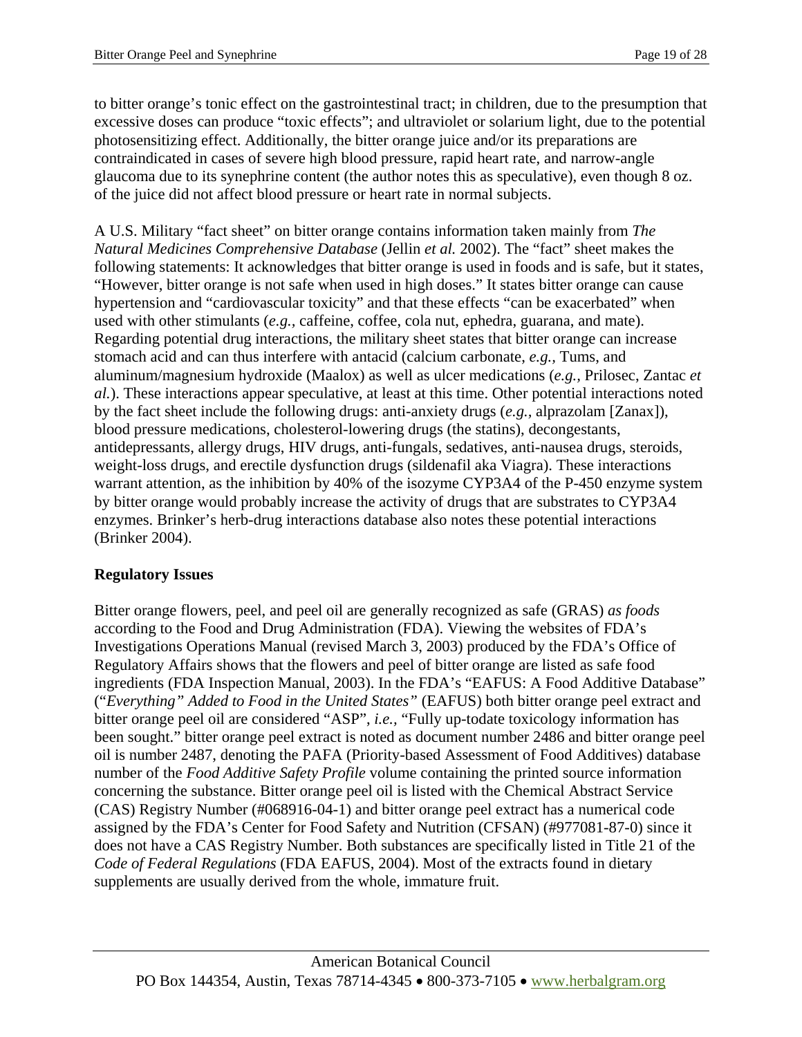to bitter orange's tonic effect on the gastrointestinal tract; in children, due to the presumption that excessive doses can produce "toxic effects"; and ultraviolet or solarium light, due to the potential photosensitizing effect. Additionally, the bitter orange juice and/or its preparations are contraindicated in cases of severe high blood pressure, rapid heart rate, and narrow-angle glaucoma due to its synephrine content (the author notes this as speculative), even though 8 oz. of the juice did not affect blood pressure or heart rate in normal subjects.

A U.S. Military "fact sheet" on bitter orange contains information taken mainly from *The Natural Medicines Comprehensive Database* (Jellin *et al.* 2002). The "fact" sheet makes the following statements: It acknowledges that bitter orange is used in foods and is safe, but it states, "However, bitter orange is not safe when used in high doses." It states bitter orange can cause hypertension and "cardiovascular toxicity" and that these effects "can be exacerbated" when used with other stimulants (*e.g.,* caffeine, coffee, cola nut, ephedra, guarana, and mate). Regarding potential drug interactions, the military sheet states that bitter orange can increase stomach acid and can thus interfere with antacid (calcium carbonate, *e.g.,* Tums, and aluminum/magnesium hydroxide (Maalox) as well as ulcer medications (*e.g.,* Prilosec, Zantac *et al.*). These interactions appear speculative, at least at this time. Other potential interactions noted by the fact sheet include the following drugs: anti-anxiety drugs (*e.g.,* alprazolam [Zanax]), blood pressure medications, cholesterol-lowering drugs (the statins), decongestants, antidepressants, allergy drugs, HIV drugs, anti-fungals, sedatives, anti-nausea drugs, steroids, weight-loss drugs, and erectile dysfunction drugs (sildenafil aka Viagra). These interactions warrant attention, as the inhibition by 40% of the isozyme CYP3A4 of the P-450 enzyme system by bitter orange would probably increase the activity of drugs that are substrates to CYP3A4 enzymes. Brinker's herb-drug interactions database also notes these potential interactions (Brinker 2004).

**Regulatory Issues**

Bitter orange flowers, peel, and peel oil are generally recognized as safe (GRAS) *as foods* according to the Food and Drug Administration (FDA). Viewing the websites of FDA's Investigations Operations Manual (revised March 3, 2003) produced by the FDA's Office of Regulatory Affairs shows that the flowers and peel of bitter orange are listed as safe food ingredients (FDA Inspection Manual, 2003). In the FDA's "EAFUS: A Food Additive Database" ("*Everything" Added to Food in the United States"* (EAFUS) both bitter orange peel extract and bitter orange peel oil are considered "ASP", *i.e.,* "Fully up-todate toxicology information has been sought." bitter orange peel extract is noted as document number 2486 and bitter orange peel oil is number 2487, denoting the PAFA (Priority-based Assessment of Food Additives) database number of the *Food Additive Safety Profile* volume containing the printed source information concerning the substance. Bitter orange peel oil is listed with the Chemical Abstract Service (CAS) Registry Number (#068916-04-1) and bitter orange peel extract has a numerical code assigned by the FDA's Center for Food Safety and Nutrition (CFSAN) (#977081-87-0) since it does not have a CAS Registry Number. Both substances are specifically listed in Title 21 of the *Code of Federal Regulations* (FDA EAFUS, 2004). Most of the extracts found in dietary supplements are usually derived from the whole, immature fruit.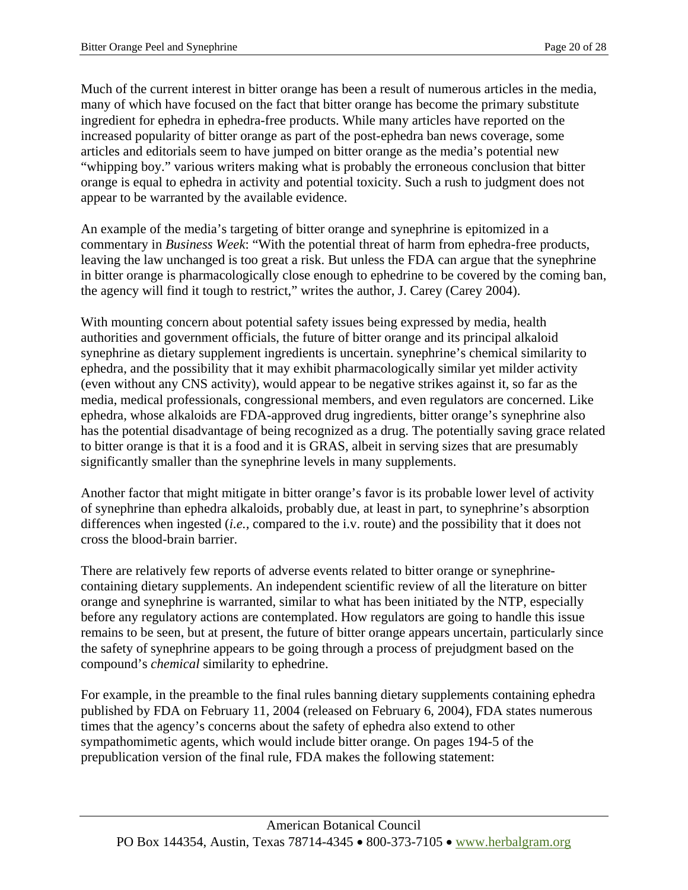Much of the current interest in bitter orange has been a result of numerous articles in the media, many of which have focused on the fact that bitter orange has become the primary substitute ingredient for ephedra in ephedra-free products. While many articles have reported on the increased popularity of bitter orange as part of the post-ephedra ban news coverage, some articles and editorials seem to have jumped on bitter orange as the media's potential new "whipping boy." various writers making what is probably the erroneous conclusion that bitter orange is equal to ephedra in activity and potential toxicity. Such a rush to judgment does not appear to be warranted by the available evidence.

An example of the media's targeting of bitter orange and synephrine is epitomized in a commentary in *Business Week*: "With the potential threat of harm from ephedra-free products, leaving the law unchanged is too great a risk. But unless the FDA can argue that the synephrine in bitter orange is pharmacologically close enough to ephedrine to be covered by the coming ban, the agency will find it tough to restrict," writes the author, J. Carey (Carey 2004).

With mounting concern about potential safety issues being expressed by media, health authorities and government officials, the future of bitter orange and its principal alkaloid synephrine as dietary supplement ingredients is uncertain. synephrine's chemical similarity to ephedra, and the possibility that it may exhibit pharmacologically similar yet milder activity (even without any CNS activity), would appear to be negative strikes against it, so far as the media, medical professionals, congressional members, and even regulators are concerned. Like ephedra, whose alkaloids are FDA-approved drug ingredients, bitter orange's synephrine also has the potential disadvantage of being recognized as a drug. The potentially saving grace related to bitter orange is that it is a food and it is GRAS, albeit in serving sizes that are presumably significantly smaller than the synephrine levels in many supplements.

Another factor that might mitigate in bitter orange's favor is its probable lower level of activity of synephrine than ephedra alkaloids, probably due, at least in part, to synephrine's absorption differences when ingested (*i.e.*, compared to the i.v. route) and the possibility that it does not cross the blood-brain barrier.

There are relatively few reports of adverse events related to bitter orange or synephrine-containing dietary supplements. An independent scientific review of all the literature on bitter orange and synephrine is warranted, similar to what has been initiated by the NTP, especially before any regulatory actions are contemplated. How regulators are going to handle this issue remains to be seen, but at present, the future of bitter orange appears uncertain, particularly since the safety of synephrine appears to be going through a process of prejudgment based on the compound's *chemical* similarity to ephedrine.

For example, in the preamble to the final rules banning dietary supplements containing ephedra published by FDA on February 11, 2004 (released on February 6, 2004), FDA states numerous times that the agency's concerns about the safety of ephedra also extend to other sympathomimetic agents, which would include bitter orange. On pages 194-5 of the prepublication version of the final rule, FDA makes the following statement: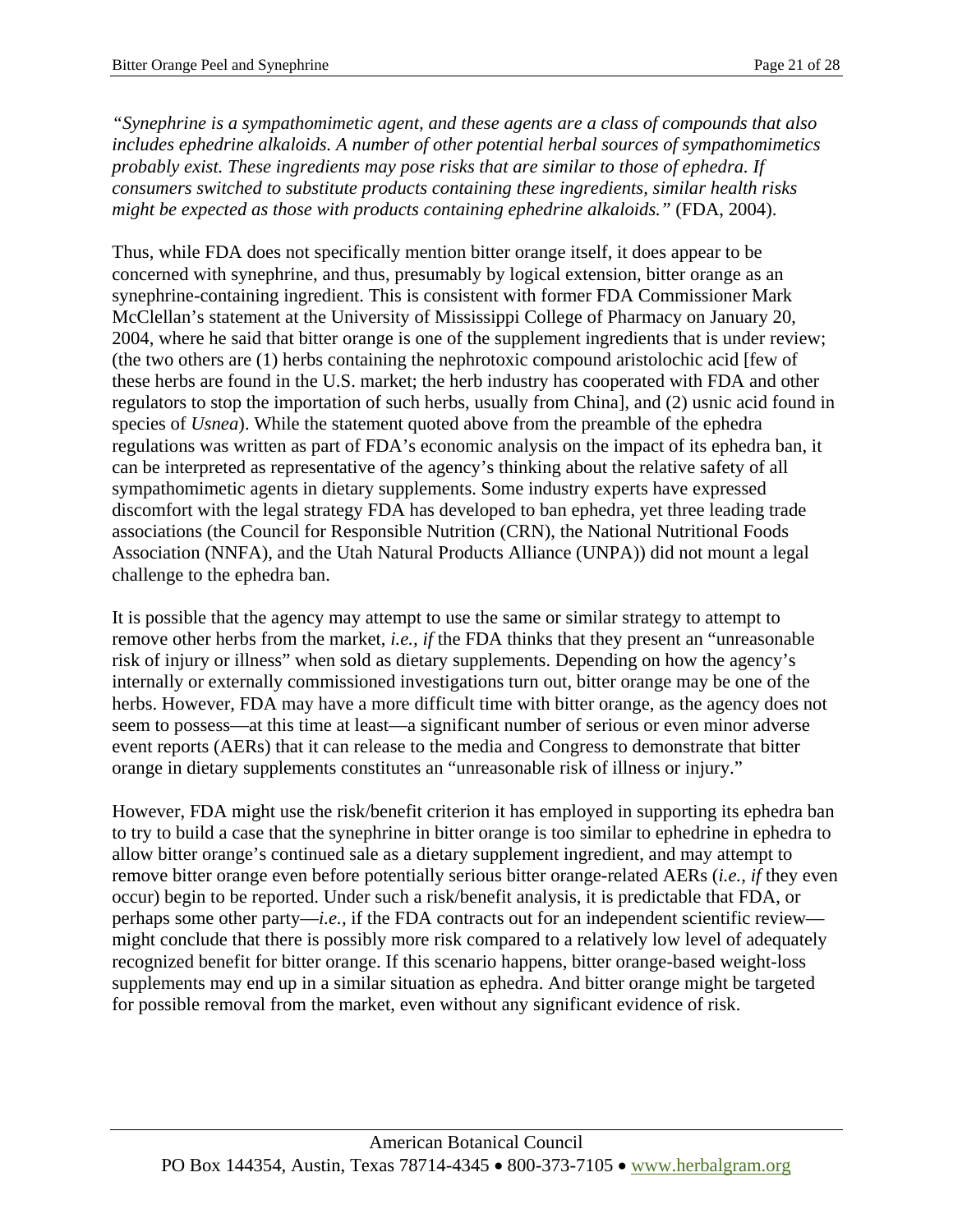*"Synephrine is a sympathomimetic agent, and these agents are a class of compounds that also includes ephedrine alkaloids. A number of other potential herbal sources of sympathomimetics probably exist. These ingredients may pose risks that are similar to those of ephedra. If consumers switched to substitute products containing these ingredients, similar health risks might be expected as those with products containing ephedrine alkaloids."* (FDA, 2004).

Thus, while FDA does not specifically mention bitter orange itself, it does appear to be concerned with synephrine, and thus, presumably by logical extension, bitter orange as an synephrine-containing ingredient. This is consistent with former FDA Commissioner Mark McClellan's statement at the University of Mississippi College of Pharmacy on January 20, 2004, where he said that bitter orange is one of the supplement ingredients that is under review; (the two others are (1) herbs containing the nephrotoxic compound aristolochic acid [few of these herbs are found in the U.S. market; the herb industry has cooperated with FDA and other regulators to stop the importation of such herbs, usually from China], and (2) usnic acid found in species of *Usnea*). While the statement quoted above from the preamble of the ephedra regulations was written as part of FDA's economic analysis on the impact of its ephedra ban, it can be interpreted as representative of the agency's thinking about the relative safety of all sympathomimetic agents in dietary supplements. Some industry experts have expressed discomfort with the legal strategy FDA has developed to ban ephedra, yet three leading trade associations (the Council for Responsible Nutrition (CRN), the National Nutritional Foods Association (NNFA), and the Utah Natural Products Alliance (UNPA)) did not mount a legal challenge to the ephedra ban.

It is possible that the agency may attempt to use the same or similar strategy to attempt to remove other herbs from the market, *i.e., if* the FDA thinks that they present an "unreasonable risk of injury or illness" when sold as dietary supplements. Depending on how the agency's internally or externally commissioned investigations turn out, bitter orange may be one of the herbs. However, FDA may have a more difficult time with bitter orange, as the agency does not seem to possess—at this time at least—a significant number of serious or even minor adverse event reports (AERs) that it can release to the media and Congress to demonstrate that bitter orange in dietary supplements constitutes an "unreasonable risk of illness or injury."

However, FDA might use the risk/benefit criterion it has employed in supporting its ephedra ban to try to build a case that the synephrine in bitter orange is too similar to ephedrine in ephedra to allow bitter orange's continued sale as a dietary supplement ingredient, and may attempt to remove bitter orange even before potentially serious bitter orange-related AERs (*i.e.*, *if* they even occur) begin to be reported. Under such a risk/benefit analysis, it is predictable that FDA, or perhaps some other party—*i.e.,* if the FDA contracts out for an independent scientific review—might conclude that there is possibly more risk compared to a relatively low level of adequately recognized benefit for bitter orange. If this scenario happens, bitter orange-based weight-loss supplements may end up in a similar situation as ephedra. And bitter orange might be targeted for possible removal from the market, even without any significant evidence of risk.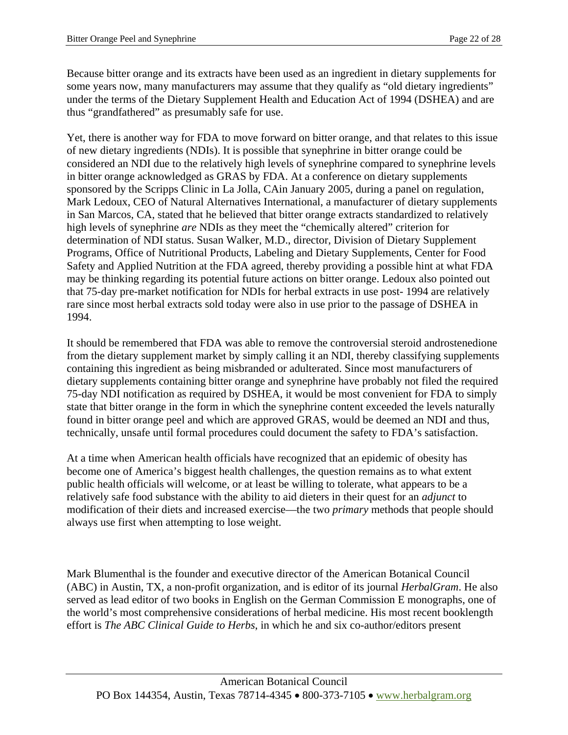Because bitter orange and its extracts have been used as an ingredient in dietary supplements for some years now, many manufacturers may assume that they qualify as "old dietary ingredients" under the terms of the Dietary Supplement Health and Education Act of 1994 (DSHEA) and are thus "grandfathered" as presumably safe for use.

Yet, there is another way for FDA to move forward on bitter orange, and that relates to this issue of new dietary ingredients (NDIs). It is possible that synephrine in bitter orange could be considered an NDI due to the relatively high levels of synephrine compared to synephrine levels in bitter orange acknowledged as GRAS by FDA. At a conference on dietary supplements sponsored by the Scripps Clinic in La Jolla, CAin January 2005, during a panel on regulation, Mark Ledoux, CEO of Natural Alternatives International, a manufacturer of dietary supplements in San Marcos, CA, stated that he believed that bitter orange extracts standardized to relatively high levels of synephrine *are* NDIs as they meet the "chemically altered" criterion for determination of NDI status. Susan Walker, M.D., director, Division of Dietary Supplement Programs, Office of Nutritional Products, Labeling and Dietary Supplements, Center for Food Safety and Applied Nutrition at the FDA agreed, thereby providing a possible hint at what FDA may be thinking regarding its potential future actions on bitter orange. Ledoux also pointed out that 75-day pre-market notification for NDIs for herbal extracts in use post- 1994 are relatively rare since most herbal extracts sold today were also in use prior to the passage of DSHEA in 1994.

It should be remembered that FDA was able to remove the controversial steroid androstenedione from the dietary supplement market by simply calling it an NDI, thereby classifying supplements containing this ingredient as being misbranded or adulterated. Since most manufacturers of dietary supplements containing bitter orange and synephrine have probably not filed the required 75-day NDI notification as required by DSHEA, it would be most convenient for FDA to simply state that bitter orange in the form in which the synephrine content exceeded the levels naturally found in bitter orange peel and which are approved GRAS, would be deemed an NDI and thus, technically, unsafe until formal procedures could document the safety to FDA's satisfaction.

At a time when American health officials have recognized that an epidemic of obesity has become one of America's biggest health challenges, the question remains as to what extent public health officials will welcome, or at least be willing to tolerate, what appears to be a relatively safe food substance with the ability to aid dieters in their quest for an *adjunct* to modification of their diets and increased exercise—the two *primary* methods that people should always use first when attempting to lose weight.

Mark Blumenthal is the founder and executive director of the American Botanical Council (ABC) in Austin, TX, a non-profit organization, and is editor of its journal *HerbalGram*. He also served as lead editor of two books in English on the German Commission E monographs, one of the world's most comprehensive considerations of herbal medicine. His most recent booklength effort is *The ABC Clinical Guide to Herbs*, in which he and six co-author/editors present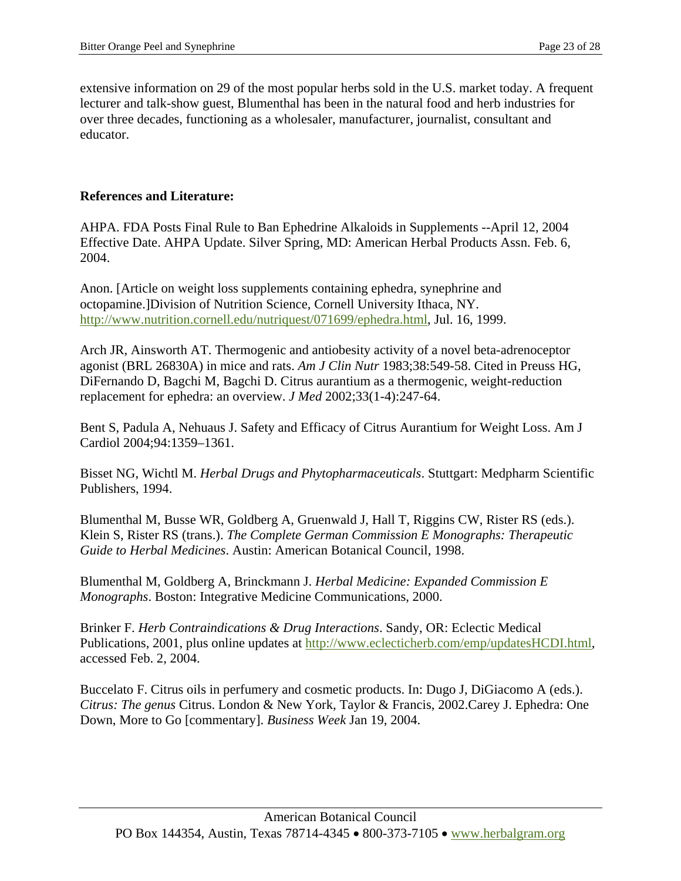extensive information on 29 of the most popular herbs sold in the U.S. market today. A frequent lecturer and talk-show guest, Blumenthal has been in the natural food and herb industries for over three decades, functioning as a wholesaler, manufacturer, journalist, consultant and educator.

**References and Literature:**

AHPA. FDA Posts Final Rule to Ban Ephedrine Alkaloids in Supplements --April 12, 2004 Effective Date. AHPA Update. Silver Spring, MD: American Herbal Products Assn. Feb. 6, 2004.

Anon. [Article on weight loss supplements containing ephedra, synephrine and octopamine.]Division of Nutrition Science, Cornell University Ithaca, NY. http://www.nutrition.cornell.edu/nutriquest/071699/ephedra.html, Jul. 16, 1999.

Arch JR, Ainsworth AT. Thermogenic and antiobesity activity of a novel beta-adrenoceptor agonist (BRL 26830A) in mice and rats. *Am J Clin Nutr* 1983;38:549-58. Cited in Preuss HG, DiFernando D, Bagchi M, Bagchi D. Citrus aurantium as a thermogenic, weight-reduction replacement for ephedra: an overview. *J Med* 2002;33(1-4):247-64.

Bent S, Padula A, Nehuaus J. Safety and Efficacy of Citrus Aurantium for Weight Loss. Am J Cardiol 2004;94:1359–1361.

Bisset NG, Wichtl M. *Herbal Drugs and Phytopharmaceuticals*. Stuttgart: Medpharm Scientific Publishers, 1994.

Blumenthal M, Busse WR, Goldberg A, Gruenwald J, Hall T, Riggins CW, Rister RS (eds.). Klein S, Rister RS (trans.). *The Complete German Commission E Monographs: Therapeutic Guide to Herbal Medicines*. Austin: American Botanical Council, 1998.

Blumenthal M, Goldberg A, Brinckmann J. *Herbal Medicine: Expanded Commission E Monographs*. Boston: Integrative Medicine Communications, 2000.

Brinker F. *Herb Contraindications & Drug Interactions*. Sandy, OR: Eclectic Medical Publications, 2001, plus online updates at http://www.eclecticherb.com/emp/updatesHCDI.html, accessed Feb. 2, 2004.

Buccelato F. Citrus oils in perfumery and cosmetic products. In: Dugo J, DiGiacomo A (eds.). *Citrus: The genus* Citrus. London & New York, Taylor & Francis, 2002.Carey J. Ephedra: One Down, More to Go [commentary]. *Business Week* Jan 19, 2004.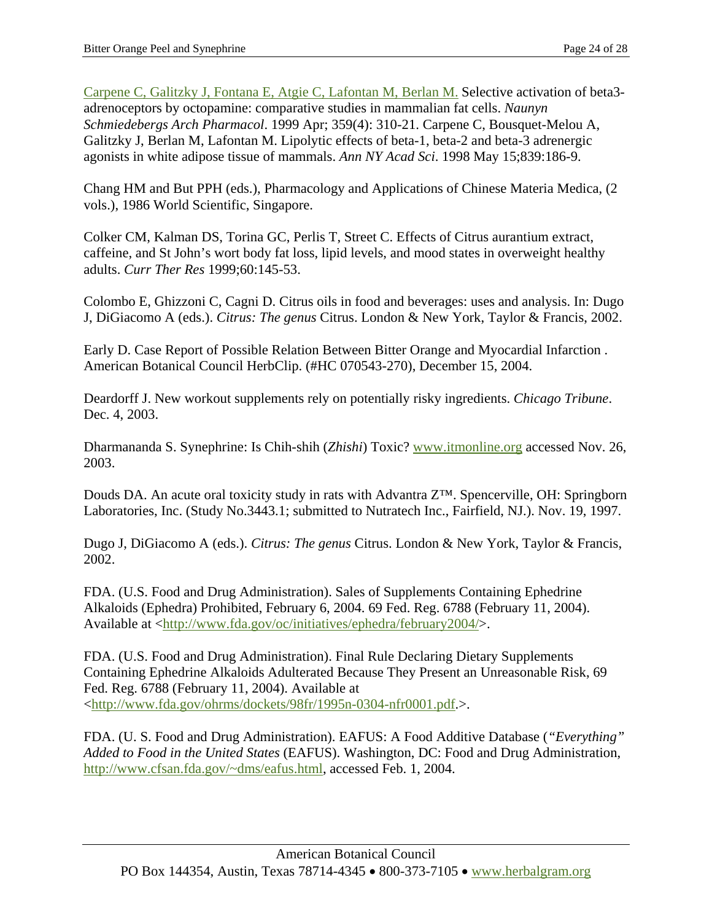Carpene C, Galitzky J, Fontana E, Atgie C, Lafontan M, Berlan M. Selective activation of beta3-adrenoceptors by octopamine: comparative studies in mammalian fat cells. *Naunyn Schmiedebergs Arch Pharmacol*. 1999 Apr; 359(4): 310-21. Carpene C, Bousquet-Melou A, Galitzky J, Berlan M, Lafontan M. Lipolytic effects of beta-1, beta-2 and beta-3 adrenergic agonists in white adipose tissue of mammals. *Ann NY Acad Sci*. 1998 May 15;839:186-9.

Chang HM and But PPH (eds.), Pharmacology and Applications of Chinese Materia Medica, (2 vols.), 1986 World Scientific, Singapore.

Colker CM, Kalman DS, Torina GC, Perlis T, Street C. Effects of Citrus aurantium extract, caffeine, and St John's wort body fat loss, lipid levels, and mood states in overweight healthy adults. *Curr Ther Res* 1999;60:145-53.

Colombo E, Ghizzoni C, Cagni D. Citrus oils in food and beverages: uses and analysis. In: Dugo J, DiGiacomo A (eds.). *Citrus: The genus* Citrus. London & New York, Taylor & Francis, 2002.

Early D. Case Report of Possible Relation Between Bitter Orange and Myocardial Infarction . American Botanical Council HerbClip. (#HC 070543-270), December 15, 2004.

Deardorff J. New workout supplements rely on potentially risky ingredients. *Chicago Tribune*. Dec. 4, 2003.

Dharmananda S. Synephrine: Is Chih-shih (*Zhishi*) Toxic? www.itmonline.org accessed Nov. 26, 2003.

Douds DA. An acute oral toxicity study in rats with Advantra Z™. Spencerville, OH: Springborn Laboratories, Inc. (Study No.3443.1; submitted to Nutratech Inc., Fairfield, NJ.). Nov. 19, 1997.

Dugo J, DiGiacomo A (eds.). *Citrus: The genus* Citrus. London & New York, Taylor & Francis, 2002.

FDA. (U.S. Food and Drug Administration). Sales of Supplements Containing Ephedrine Alkaloids (Ephedra) Prohibited, February 6, 2004. 69 Fed. Reg. 6788 (February 11, 2004). Available at <http://www.fda.gov/oc/initiatives/ephedra/february2004/>.

FDA. (U.S. Food and Drug Administration). Final Rule Declaring Dietary Supplements Containing Ephedrine Alkaloids Adulterated Because They Present an Unreasonable Risk, 69 Fed. Reg. 6788 (February 11, 2004). Available at <http://www.fda.gov/ohrms/dockets/98fr/1995n-0304-nfr0001.pdf.>.

FDA. (U. S. Food and Drug Administration). EAFUS: A Food Additive Database (*"Everything" Added to Food in the United States* (EAFUS). Washington, DC: Food and Drug Administration, http://www.cfsan.fda.gov/~dms/eafus.html, accessed Feb. 1, 2004.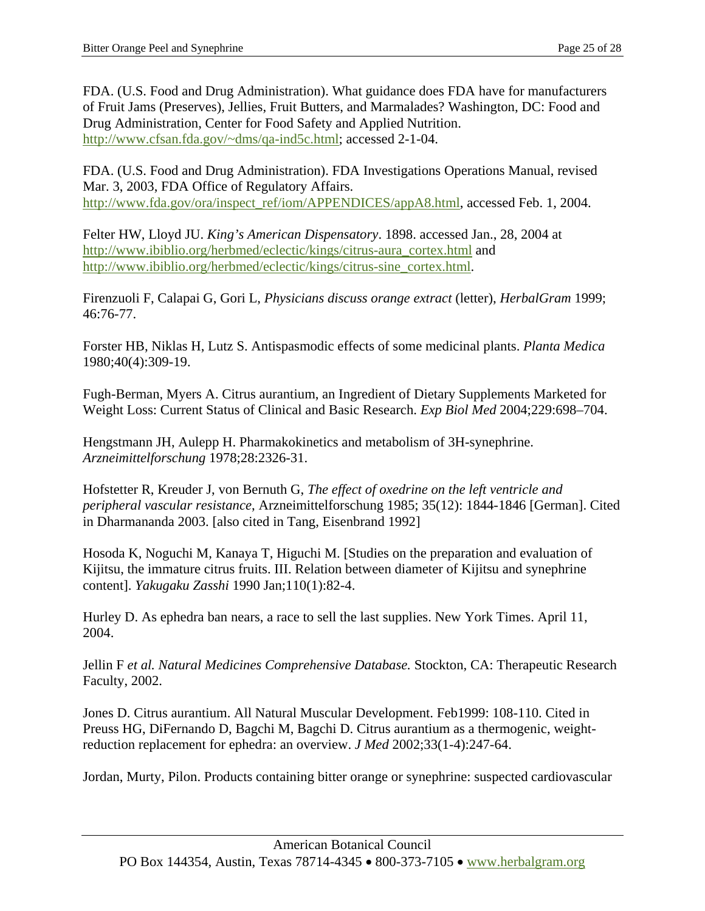FDA. (U.S. Food and Drug Administration). What guidance does FDA have for manufacturers of Fruit Jams (Preserves), Jellies, Fruit Butters, and Marmalades? Washington, DC: Food and Drug Administration, Center for Food Safety and Applied Nutrition. http://www.cfsan.fda.gov/~dms/qa-ind5c.html; accessed 2-1-04.

FDA. (U.S. Food and Drug Administration). FDA Investigations Operations Manual, revised Mar. 3, 2003, FDA Office of Regulatory Affairs. http://www.fda.gov/ora/inspect_ref/iom/APPENDICES/appA8.html, accessed Feb. 1, 2004.

Felter HW, Lloyd JU. *King's American Dispensatory*. 1898. accessed Jan., 28, 2004 at http://www.ibiblio.org/herbmed/eclectic/kings/citrus-aura_cortex.html and http://www.ibiblio.org/herbmed/eclectic/kings/citrus-sine_cortex.html.

Firenzuoli F, Calapai G, Gori L, *Physicians discuss orange extract* (letter), *HerbalGram* 1999; 46:76-77.

Forster HB, Niklas H, Lutz S. Antispasmodic effects of some medicinal plants. *Planta Medica* 1980;40(4):309-19.

Fugh-Berman, Myers A. Citrus aurantium, an Ingredient of Dietary Supplements Marketed for Weight Loss: Current Status of Clinical and Basic Research. *Exp Biol Med* 2004;229:698–704.

Hengstmann JH, Aulepp H. Pharmakokinetics and metabolism of 3H-synephrine. *Arzneimittelforschung* 1978;28:2326-31.

Hofstetter R, Kreuder J, von Bernuth G, *The effect of oxedrine on the left ventricle and peripheral vascular resistance*, Arzneimittelforschung 1985; 35(12): 1844-1846 [German]. Cited in Dharmananda 2003. [also cited in Tang, Eisenbrand 1992]

Hosoda K, Noguchi M, Kanaya T, Higuchi M. [Studies on the preparation and evaluation of Kijitsu, the immature citrus fruits. III. Relation between diameter of Kijitsu and synephrine content]. *Yakugaku Zasshi* 1990 Jan;110(1):82-4.

Hurley D. As ephedra ban nears, a race to sell the last supplies. New York Times. April 11, 2004.

Jellin F *et al. Natural Medicines Comprehensive Database.* Stockton, CA: Therapeutic Research Faculty, 2002.

Jones D. Citrus aurantium. All Natural Muscular Development. Feb1999: 108-110. Cited in Preuss HG, DiFernando D, Bagchi M, Bagchi D. Citrus aurantium as a thermogenic, weight-reduction replacement for ephedra: an overview. *J Med* 2002;33(1-4):247-64.

Jordan, Murty, Pilon. Products containing bitter orange or synephrine: suspected cardiovascular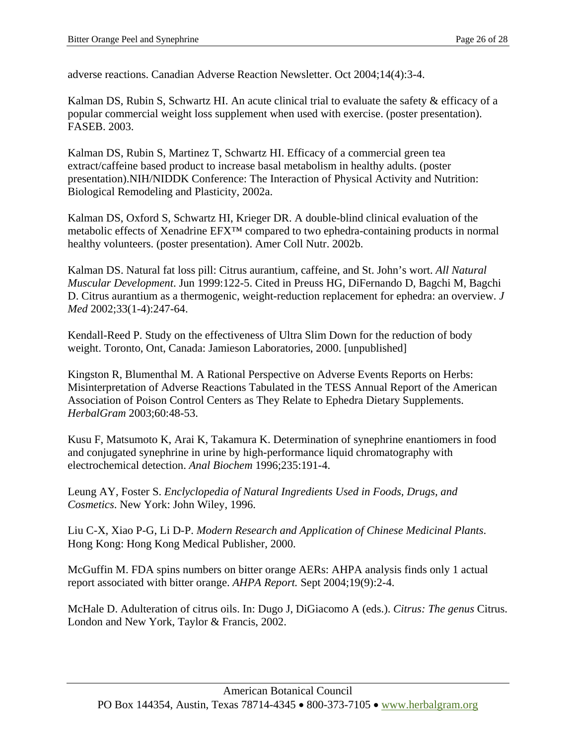adverse reactions. Canadian Adverse Reaction Newsletter. Oct 2004;14(4):3-4.

Kalman DS, Rubin S, Schwartz HI. An acute clinical trial to evaluate the safety & efficacy of a popular commercial weight loss supplement when used with exercise. (poster presentation). FASEB. 2003.

Kalman DS, Rubin S, Martinez T, Schwartz HI. Efficacy of a commercial green tea extract/caffeine based product to increase basal metabolism in healthy adults. (poster presentation).NIH/NIDDK Conference: The Interaction of Physical Activity and Nutrition: Biological Remodeling and Plasticity, 2002a.

Kalman DS, Oxford S, Schwartz HI, Krieger DR. A double-blind clinical evaluation of the metabolic effects of Xenadrine EFX™ compared to two ephedra-containing products in normal healthy volunteers. (poster presentation). Amer Coll Nutr. 2002b.

Kalman DS. Natural fat loss pill: Citrus aurantium, caffeine, and St. John's wort. *All Natural Muscular Development*. Jun 1999:122-5. Cited in Preuss HG, DiFernando D, Bagchi M, Bagchi D. Citrus aurantium as a thermogenic, weight-reduction replacement for ephedra: an overview. *J Med* 2002;33(1-4):247-64.

Kendall-Reed P. Study on the effectiveness of Ultra Slim Down for the reduction of body weight. Toronto, Ont, Canada: Jamieson Laboratories, 2000. [unpublished]

Kingston R, Blumenthal M. A Rational Perspective on Adverse Events Reports on Herbs: Misinterpretation of Adverse Reactions Tabulated in the TESS Annual Report of the American Association of Poison Control Centers as They Relate to Ephedra Dietary Supplements. *HerbalGram* 2003;60:48-53.

Kusu F, Matsumoto K, Arai K, Takamura K. Determination of synephrine enantiomers in food and conjugated synephrine in urine by high-performance liquid chromatography with electrochemical detection. *Anal Biochem* 1996;235:191-4.

Leung AY, Foster S. *Enclyclopedia of Natural Ingredients Used in Foods, Drugs, and Cosmetics*. New York: John Wiley, 1996.

Liu C-X, Xiao P-G, Li D-P. *Modern Research and Application of Chinese Medicinal Plants*. Hong Kong: Hong Kong Medical Publisher, 2000.

McGuffin M. FDA spins numbers on bitter orange AERs: AHPA analysis finds only 1 actual report associated with bitter orange. *AHPA Report.* Sept 2004;19(9):2-4.

McHale D. Adulteration of citrus oils. In: Dugo J, DiGiacomo A (eds.). *Citrus: The genus* Citrus. London and New York, Taylor & Francis, 2002.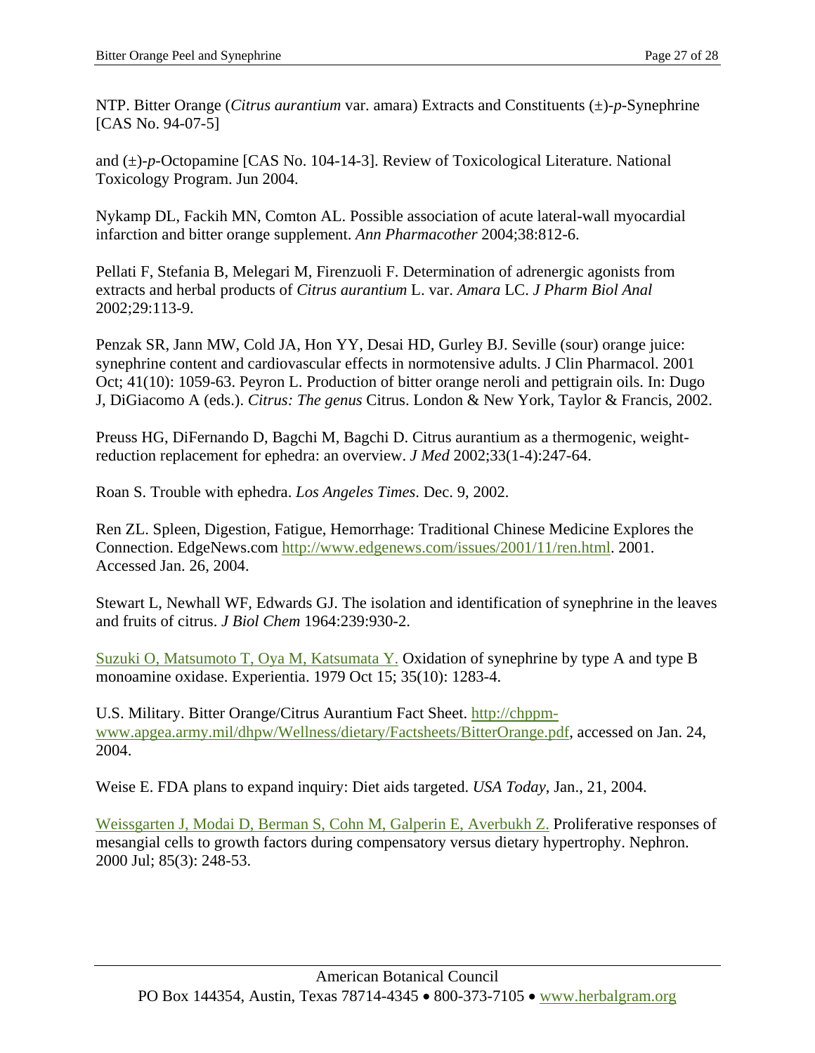NTP. Bitter Orange (*Citrus aurantium* var. amara) Extracts and Constituents (±)-*p*-Synephrine [CAS No. 94-07-5]

and (±)-*p*-Octopamine [CAS No. 104-14-3]. Review of Toxicological Literature. National Toxicology Program. Jun 2004.

Nykamp DL, Fackih MN, Comton AL. Possible association of acute lateral-wall myocardial infarction and bitter orange supplement. *Ann Pharmacother* 2004;38:812-6.

Pellati F, Stefania B, Melegari M, Firenzuoli F. Determination of adrenergic agonists from extracts and herbal products of *Citrus aurantium* L. var. *Amara* LC. *J Pharm Biol Anal* 2002;29:113-9.

Penzak SR, Jann MW, Cold JA, Hon YY, Desai HD, Gurley BJ. Seville (sour) orange juice: synephrine content and cardiovascular effects in normotensive adults. J Clin Pharmacol. 2001 Oct; 41(10): 1059-63. Peyron L. Production of bitter orange neroli and pettigrain oils. In: Dugo J, DiGiacomo A (eds.). *Citrus: The genus* Citrus. London & New York, Taylor & Francis, 2002.

Preuss HG, DiFernando D, Bagchi M, Bagchi D. Citrus aurantium as a thermogenic, weight-reduction replacement for ephedra: an overview. *J Med* 2002;33(1-4):247-64.

Roan S. Trouble with ephedra. *Los Angeles Times*. Dec. 9, 2002.

Ren ZL. Spleen, Digestion, Fatigue, Hemorrhage: Traditional Chinese Medicine Explores the Connection. EdgeNews.com http://www.edgenews.com/issues/2001/11/ren.html. 2001. Accessed Jan. 26, 2004.

Stewart L, Newhall WF, Edwards GJ. The isolation and identification of synephrine in the leaves and fruits of citrus. *J Biol Chem* 1964:239:930-2.

Suzuki O, Matsumoto T, Oya M, Katsumata Y. Oxidation of synephrine by type A and type B monoamine oxidase. Experientia. 1979 Oct 15; 35(10): 1283-4.

U.S. Military. Bitter Orange/Citrus Aurantium Fact Sheet. http://chppm-www.apgea.army.mil/dhpw/Wellness/dietary/Factsheets/BitterOrange.pdf, accessed on Jan. 24, 2004.

Weise E. FDA plans to expand inquiry: Diet aids targeted. *USA Today*, Jan., 21, 2004.

Weissgarten J, Modai D, Berman S, Cohn M, Galperin E, Averbukh Z. Proliferative responses of mesangial cells to growth factors during compensatory versus dietary hypertrophy. Nephron. 2000 Jul; 85(3): 248-53.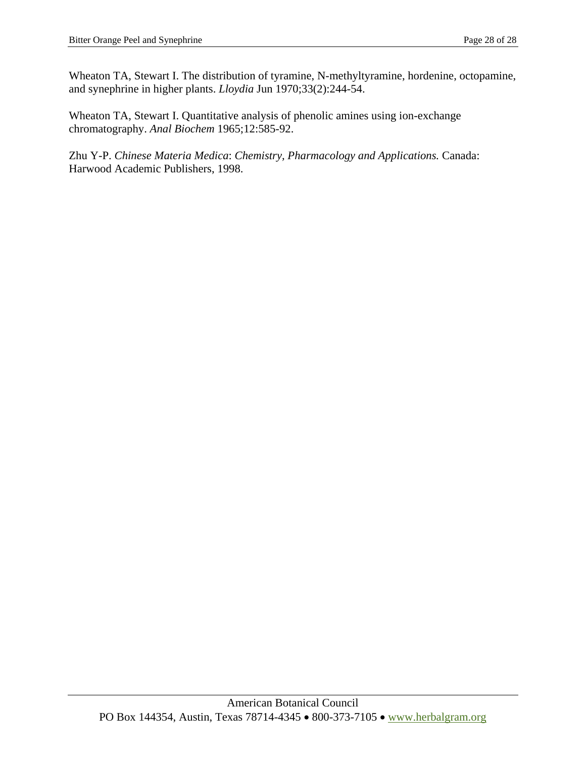Wheaton TA, Stewart I. The distribution of tyramine, N-methyltyramine, hordenine, octopamine, and synephrine in higher plants. *Lloydia* Jun 1970;33(2):244-54.

Wheaton TA, Stewart I. Quantitative analysis of phenolic amines using ion-exchange chromatography. *Anal Biochem* 1965;12:585-92.

Zhu Y-P. *Chinese Materia Medica*: *Chemistry, Pharmacology and Applications.* Canada: Harwood Academic Publishers, 1998.